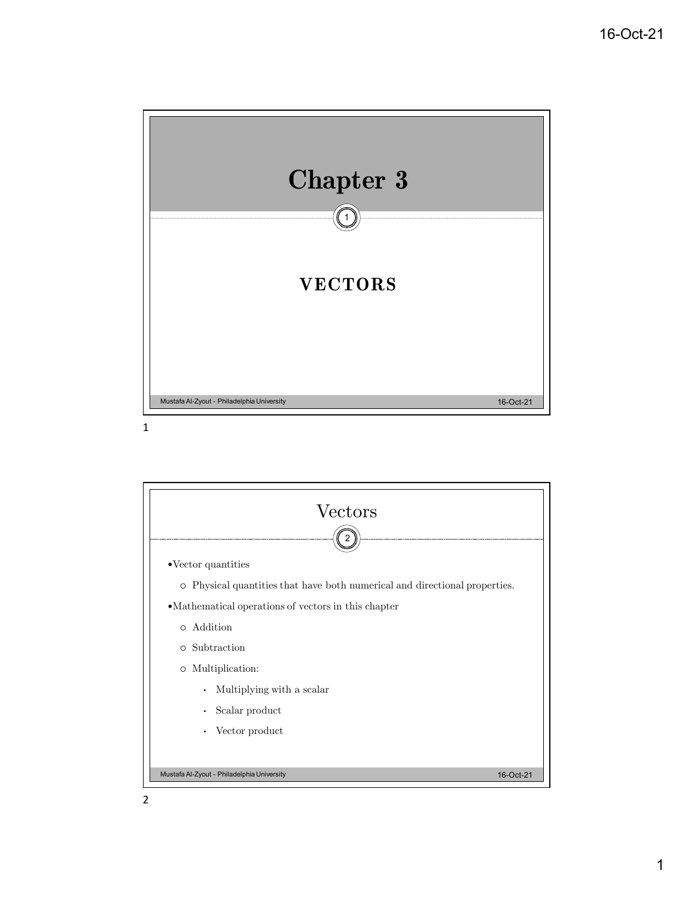# Chapter 3

## VECTORS

## Vectors

- Vector quantities
  - Physical quantities that have both numerical and directional properties.
- Mathematical operations of vectors in this chapter
  - Addition
  - Subtraction
  - Multiplication:
    - Multiplying with a scalar
    - Scalar product
    - Vector product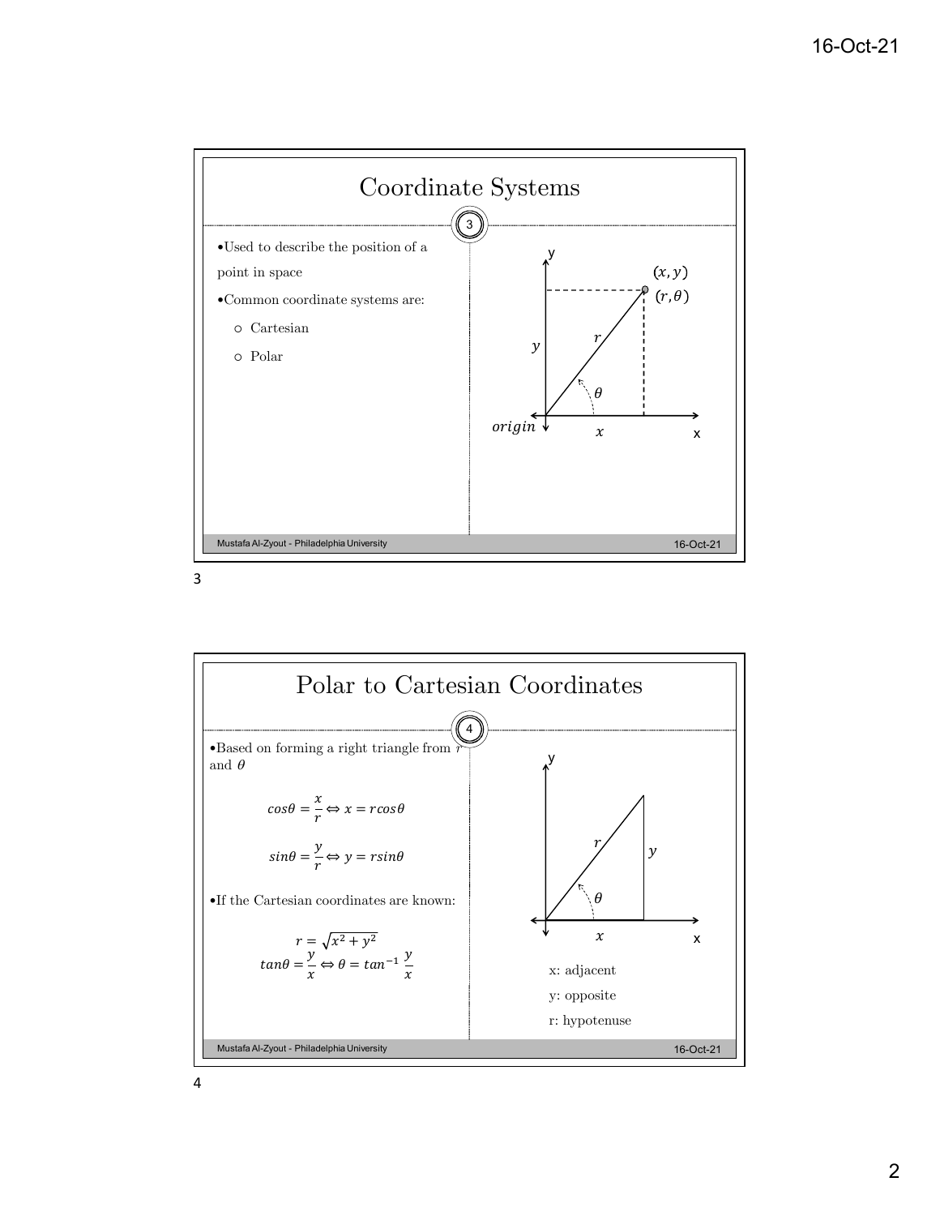## Coordinate Systems

- Used to describe the position of a point in space
- Common coordinate systems are:
  - Cartesian
  - Polar

## Polar to Cartesian Coordinates

- Based on forming a right triangle from $r$ and $\theta$

$$cos\theta = \frac{x}{r} \Leftrightarrow x = r cos\theta$$

$$sin\theta = \frac{y}{r} \Leftrightarrow y = r sin\theta$$

- If the Cartesian coordinates are known:

$$r = \sqrt{x^2 + y^2}$$

$$tan\theta = \frac{y}{x} \Leftrightarrow \theta = tan^{-1}\frac{y}{x}$$

x: adjacent

y: opposite

r: hypotenuse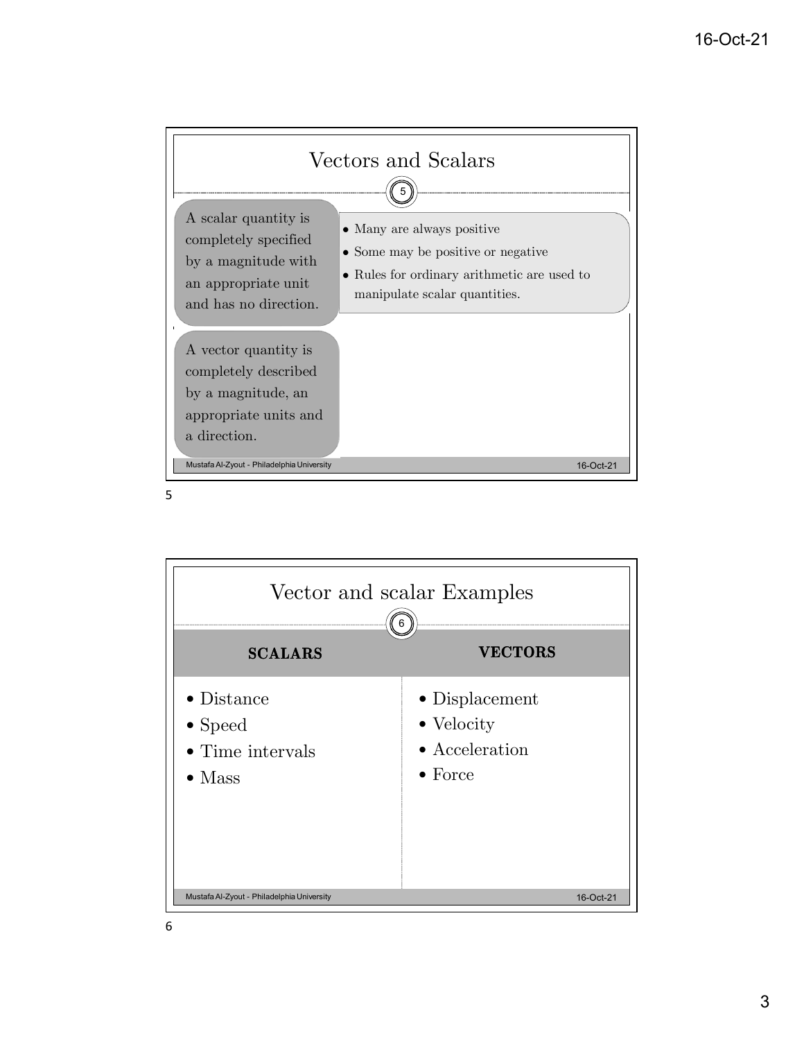## Vectors and Scalars

A scalar quantity is completely specified by a magnitude with an appropriate unit and has no direction.

- Many are always positive
- Some may be positive or negative
- Rules for ordinary arithmetic are used to manipulate scalar quantities.

A vector quantity is completely described by a magnitude, an appropriate units and a direction.

## Vector and scalar Examples

| SCALARS | VECTORS |
|---|---|
| • Distance | • Displacement |
| • Speed | • Velocity |
| • Time intervals | • Acceleration |
| • Mass | • Force |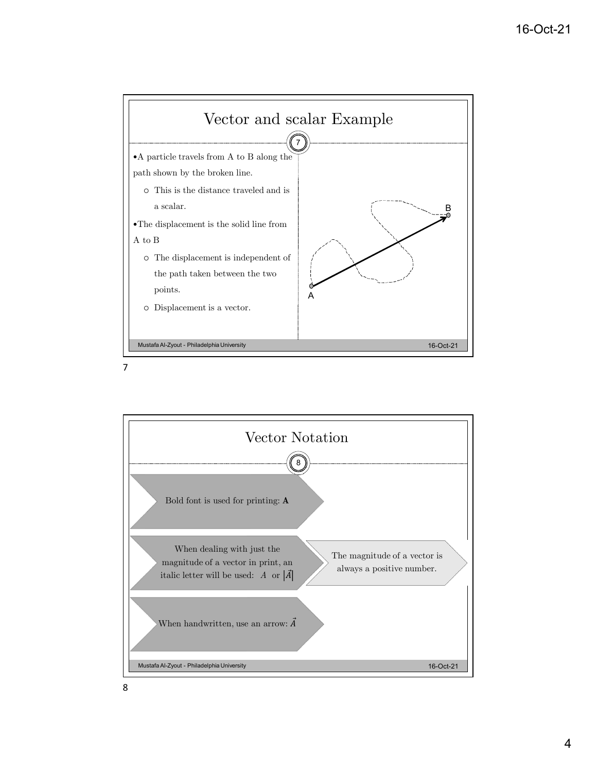## Vector and scalar Example

- A particle travels from A to B along the path shown by the broken line.
  - This is the distance traveled and is a scalar.
- The displacement is the solid line from A to B
  - The displacement is independent of the path taken between the two points.
  - Displacement is a vector.

## Vector Notation

- Bold font is used for printing: **A**
- When dealing with just the magnitude of a vector in print, an italic letter will be used: $A$ or $|\vec{A}|$
  - The magnitude of a vector is always a positive number.
- When handwritten, use an arrow: $\vec{A}$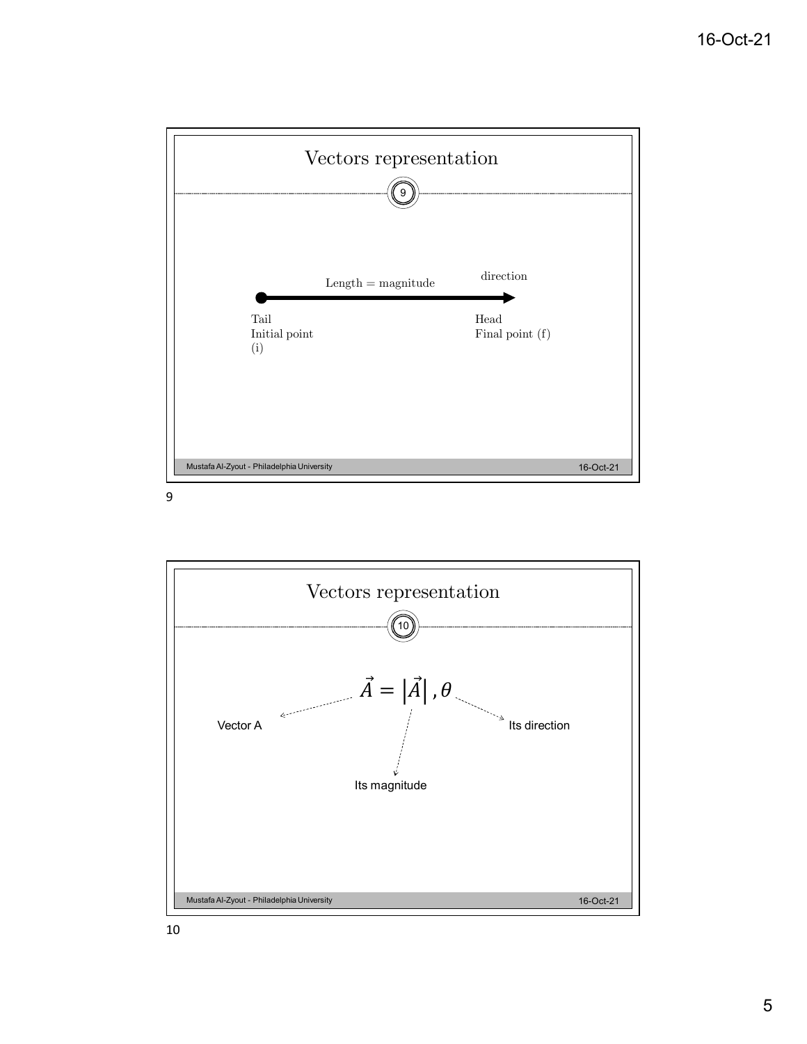## Vectors representation

Length = magnitude

direction

Tail
Initial point
(i)

Head
Final point (f)

## Vectors representation

$$\vec{A} = \left|\vec{A}\right|, \theta$$

Vector A

Its magnitude

Its direction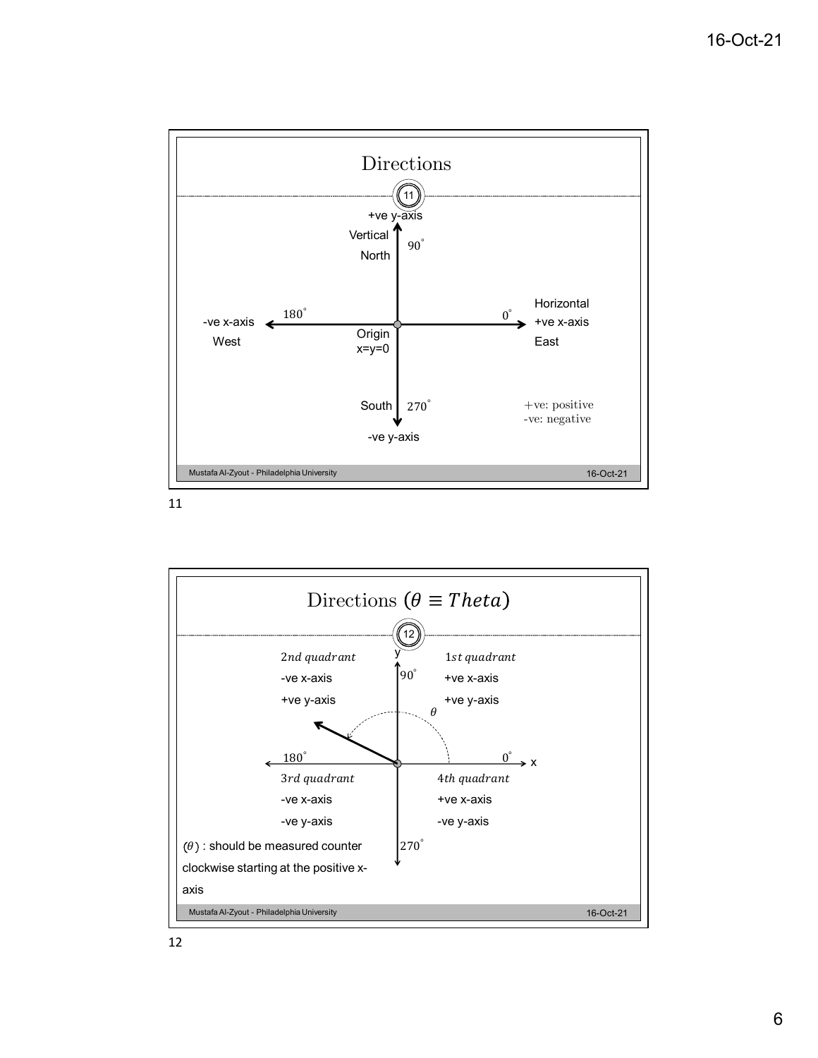## Directions

+ve y-axis

Vertical

North

$90^{\circ}$

$180^{\circ}$

-ve x-axis

West

Origin

x=y=0

$0^{\circ}$

Horizontal

+ve x-axis

East

South

$270^{\circ}$

-ve y-axis

+ve: positive

-ve: negative

## Directions ($\theta \equiv Theta$)

*2nd quadrant*

-ve x-axis

+ve y-axis

*1st quadrant*

+ve x-axis

+ve y-axis

$90^{\circ}$

$\theta$

$180^{\circ}$

$0^{\circ}$

x

y

*3rd quadrant*

-ve x-axis

-ve y-axis

*4th quadrant*

+ve x-axis

-ve y-axis

$270^{\circ}$

($\theta$) : should be measured counter clockwise starting at the positive x-axis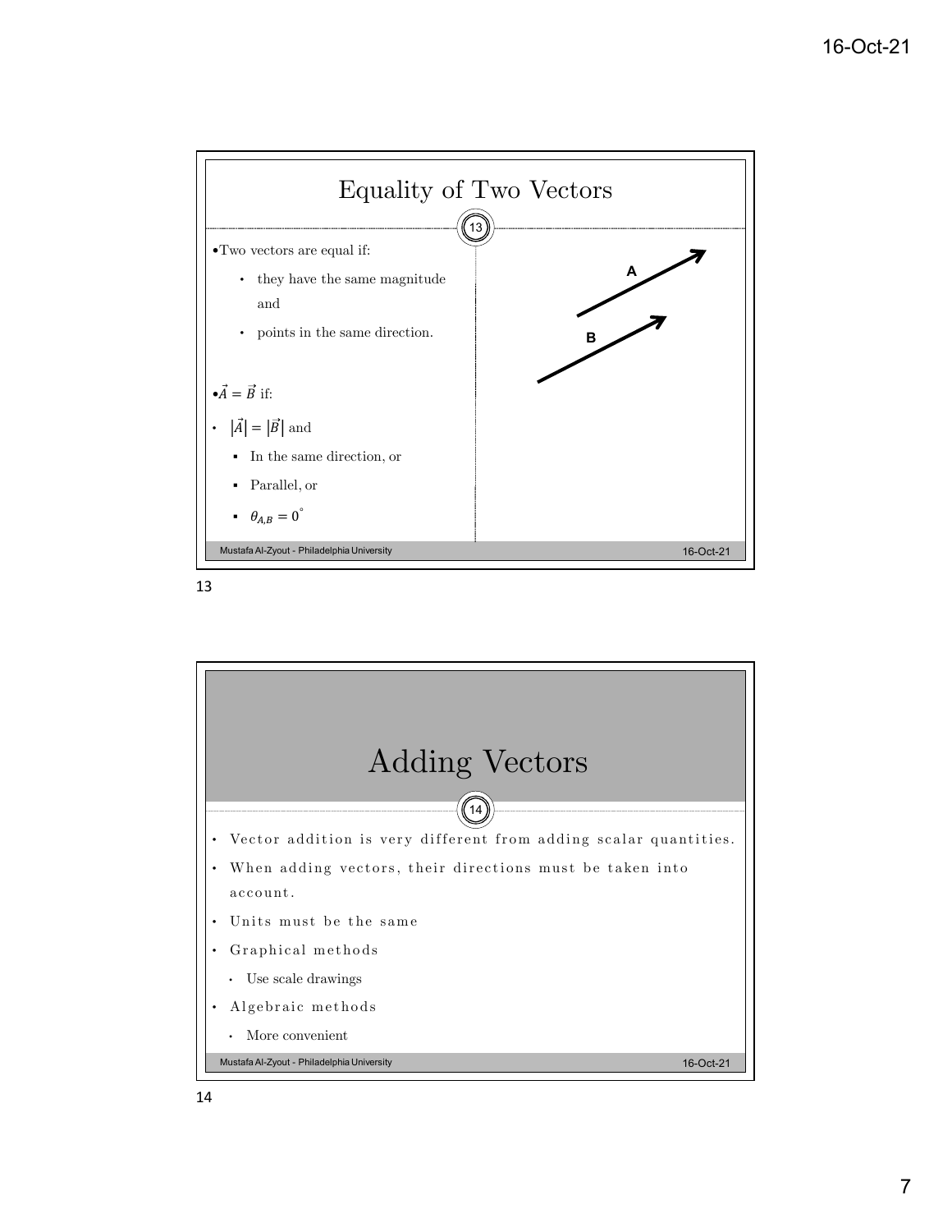## Equality of Two Vectors

- Two vectors are equal if:
  - they have the same magnitude and
  - points in the same direction.

- $\vec{A} = \vec{B}$ if:
- $|\vec{A}| = |\vec{B}|$ and
  - In the same direction, or
  - Parallel, or
  - $\theta_{A,B} = 0^{\circ}$

## Adding Vectors

- Vector addition is very different from adding scalar quantities.
- When adding vectors, their directions must be taken into account.
- Units must be the same
- Graphical methods
  - Use scale drawings
- Algebraic methods
  - More convenient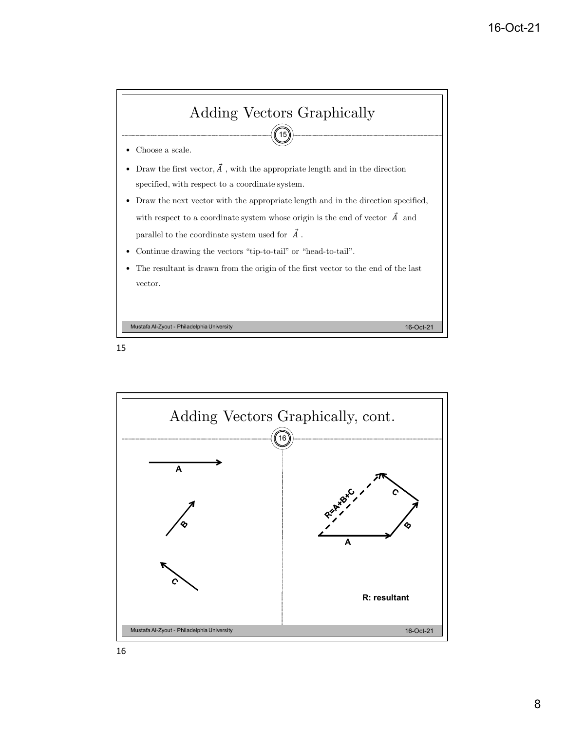## Adding Vectors Graphically

- Choose a scale.
- Draw the first vector, $\vec{A}$ , with the appropriate length and in the direction specified, with respect to a coordinate system.
- Draw the next vector with the appropriate length and in the direction specified, with respect to a coordinate system whose origin is the end of vector $\vec{A}$ and parallel to the coordinate system used for $\vec{A}$ .
- Continue drawing the vectors "tip-to-tail" or "head-to-tail".
- The resultant is drawn from the origin of the first vector to the end of the last vector.

## Adding Vectors Graphically, cont.

A

B

C

R=A+B+C

**R: resultant**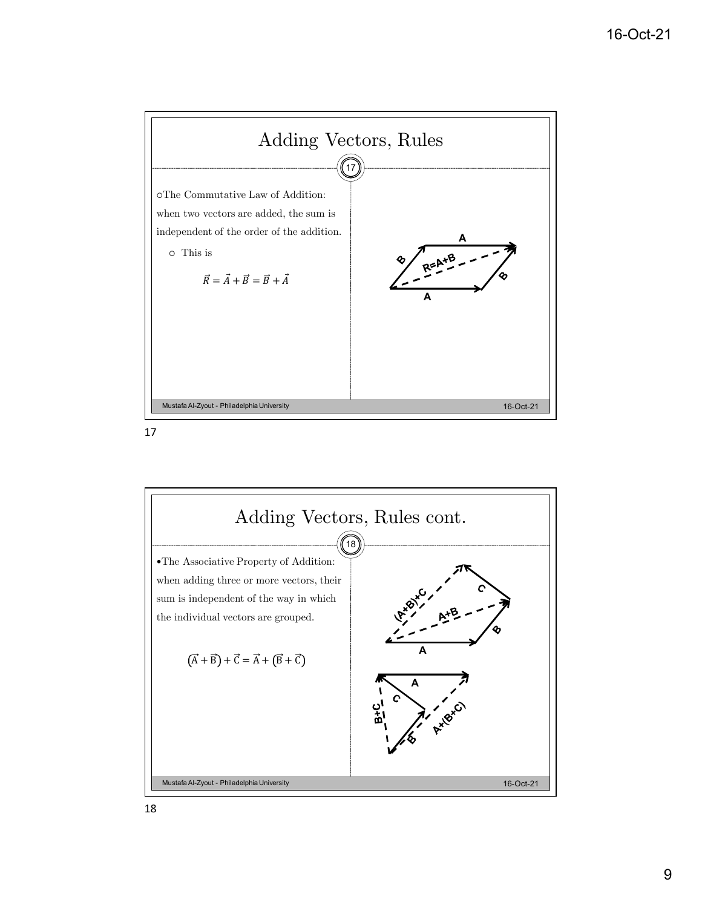## Adding Vectors, Rules

- The Commutative Law of Addition: when two vectors are added, the sum is independent of the order of the addition.
  - This is

$$\vec{R} = \vec{A} + \vec{B} = \vec{B} + \vec{A}$$

## Adding Vectors, Rules cont.

- The Associative Property of Addition: when adding three or more vectors, their sum is independent of the way in which the individual vectors are grouped.

$$(\vec{A} + \vec{B}) + \vec{C} = \vec{A} + (\vec{B} + \vec{C})$$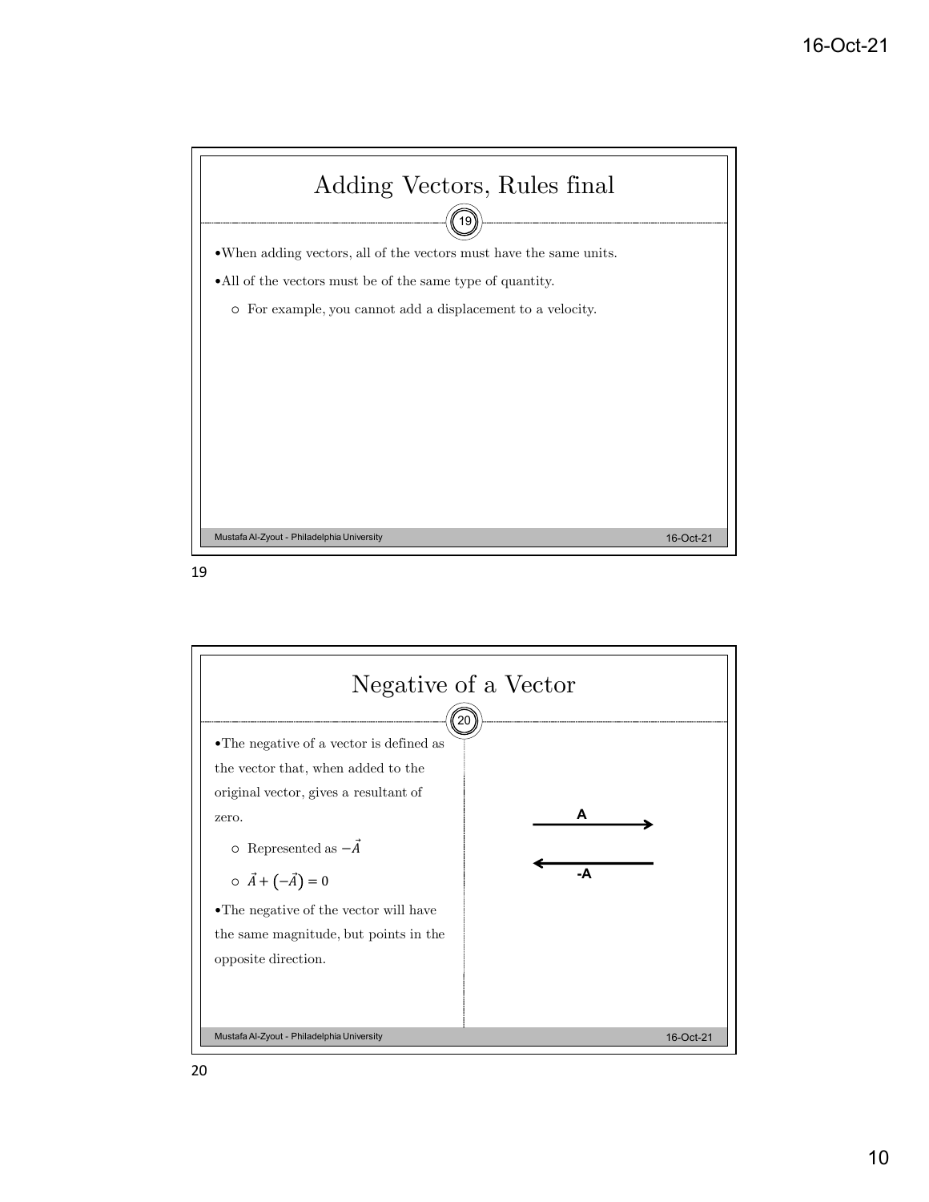## Adding Vectors, Rules final

- When adding vectors, all of the vectors must have the same units.
- All of the vectors must be of the same type of quantity.
  - For example, you cannot add a displacement to a velocity.

## Negative of a Vector

- The negative of a vector is defined as the vector that, when added to the original vector, gives a resultant of zero.
  - Represented as $-\vec{A}$
  - $\vec{A} + (-\vec{A}) = 0$
- The negative of the vector will have the same magnitude, but points in the opposite direction.

A

-A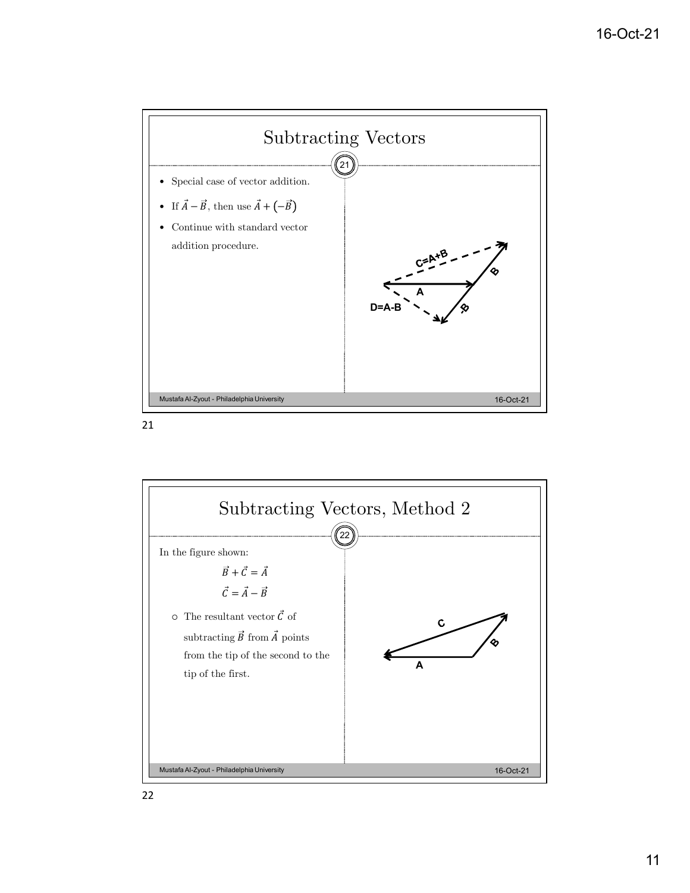## Subtracting Vectors

- Special case of vector addition.
- If $\vec{A} - \vec{B}$, then use $\vec{A} + (-\vec{B})$
- Continue with standard vector addition procedure.

## Subtracting Vectors, Method 2

In the figure shown:

$$\vec{B} + \vec{C} = \vec{A}$$

$$\vec{C} = \vec{A} - \vec{B}$$

- The resultant vector $\vec{C}$ of subtracting $\vec{B}$ from $\vec{A}$ points from the tip of the second to the tip of the first.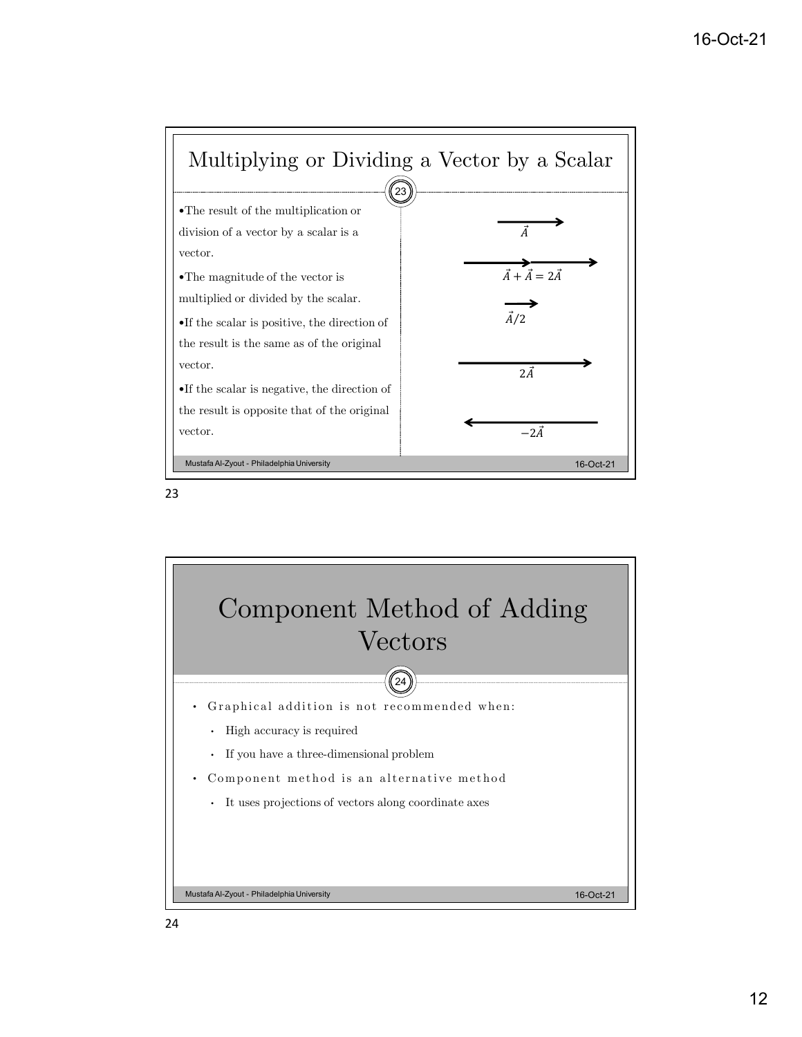## Multiplying or Dividing a Vector by a Scalar

- The result of the multiplication or division of a vector by a scalar is a vector.
- The magnitude of the vector is multiplied or divided by the scalar.
- If the scalar is positive, the direction of the result is the same as of the original vector.
- If the scalar is negative, the direction of the result is opposite that of the original vector.

$\vec{A}$

$\vec{A} + \vec{A} = 2\vec{A}$

$\vec{A}/2$

$2\vec{A}$

$-2\vec{A}$

## Component Method of Adding Vectors

- Graphical addition is not recommended when:
  - High accuracy is required
  - If you have a three-dimensional problem
- Component method is an alternative method
  - It uses projections of vectors along coordinate axes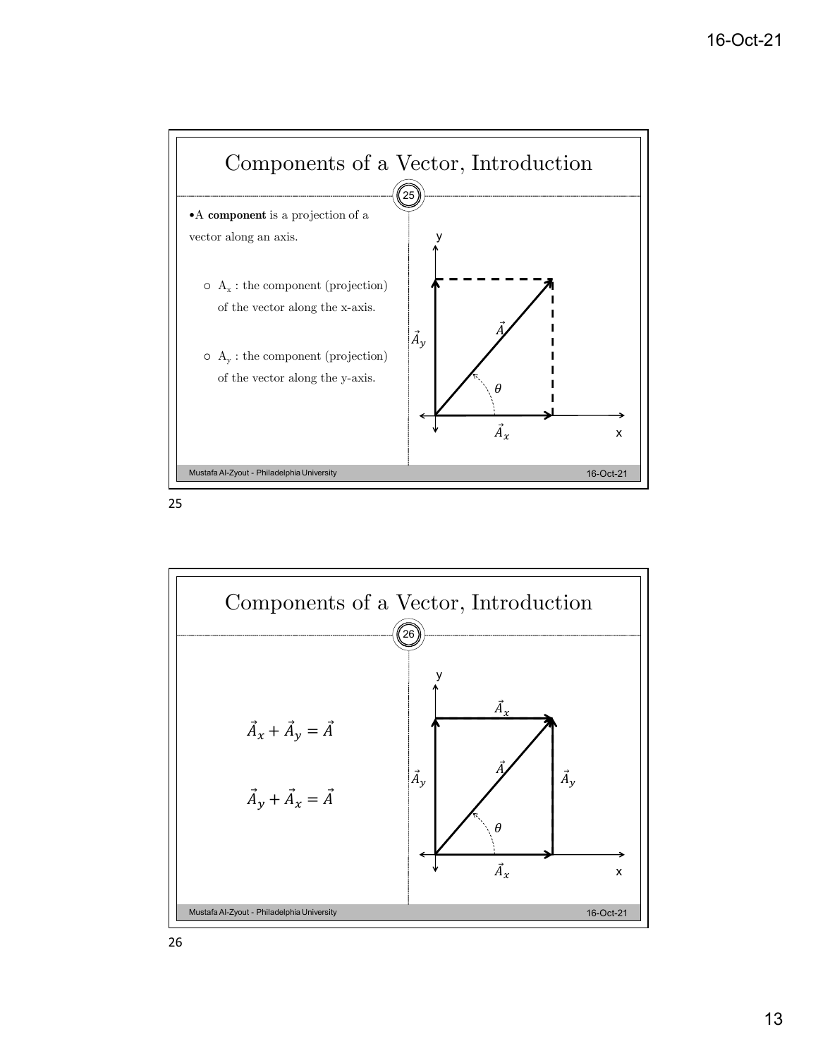# Components of a Vector, Introduction

- A **component** is a projection of a vector along an axis.
  - $A_x$ : the component (projection) of the vector along the x-axis.
  - $A_y$ : the component (projection) of the vector along the y-axis.

# Components of a Vector, Introduction

$$\vec{A}_x + \vec{A}_y = \vec{A}$$

$$\vec{A}_y + \vec{A}_x = \vec{A}$$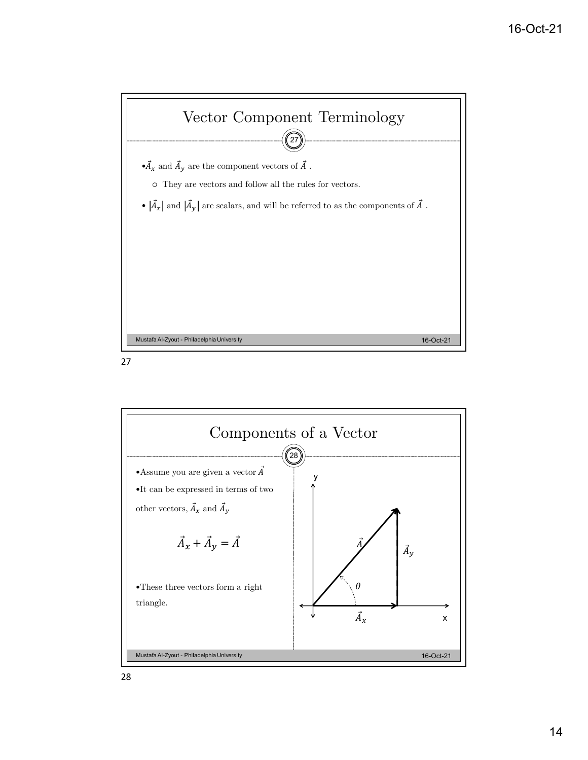## Vector Component Terminology

- $\vec{A}_x$ and $\vec{A}_y$ are the component vectors of $\vec{A}$ .
  - They are vectors and follow all the rules for vectors.
- $|\vec{A}_x|$ and $|\vec{A}_y|$ are scalars, and will be referred to as the components of $\vec{A}$ .

## Components of a Vector

- Assume you are given a vector $\vec{A}$
- It can be expressed in terms of two other vectors, $\vec{A}_x$ and $\vec{A}_y$

$$\vec{A}_x + \vec{A}_y = \vec{A}$$

- These three vectors form a right triangle.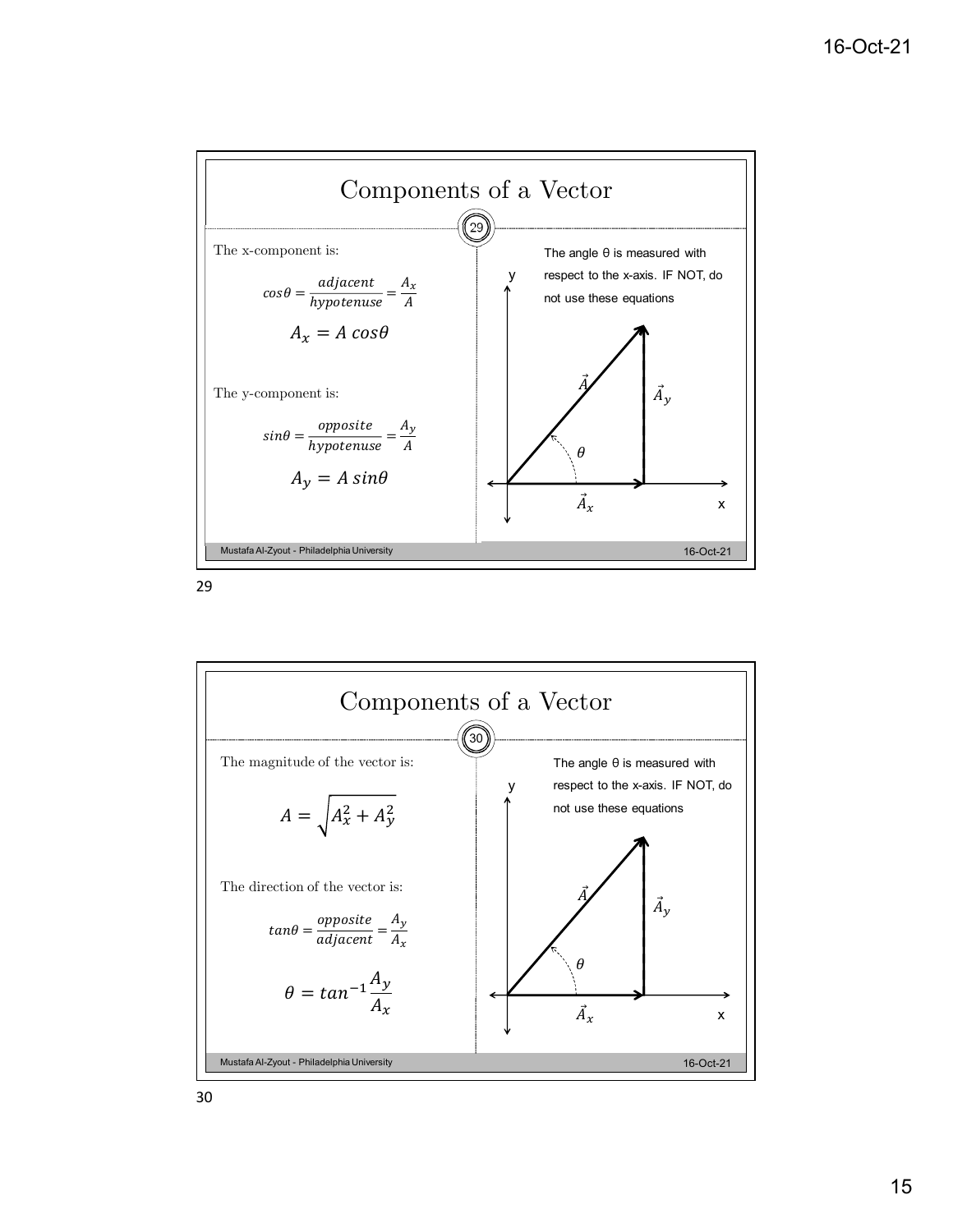## Components of a Vector

The x-component is:

$$cos\theta = \frac{adjacent}{hypotenuse} = \frac{A_x}{A}$$

$$A_x = A\ cos\theta$$

The y-component is:

$$sin\theta = \frac{opposite}{hypotenuse} = \frac{A_y}{A}$$

$$A_y = A\ sin\theta$$

The angle θ is measured with respect to the x-axis. IF NOT, do not use these equations

## Components of a Vector

The magnitude of the vector is:

$$A = \sqrt{A_x^2 + A_y^2}$$

The direction of the vector is:

$$tan\theta = \frac{opposite}{adjacent} = \frac{A_y}{A_x}$$

$$\theta = tan^{-1}\frac{A_y}{A_x}$$

The angle θ is measured with respect to the x-axis. IF NOT, do not use these equations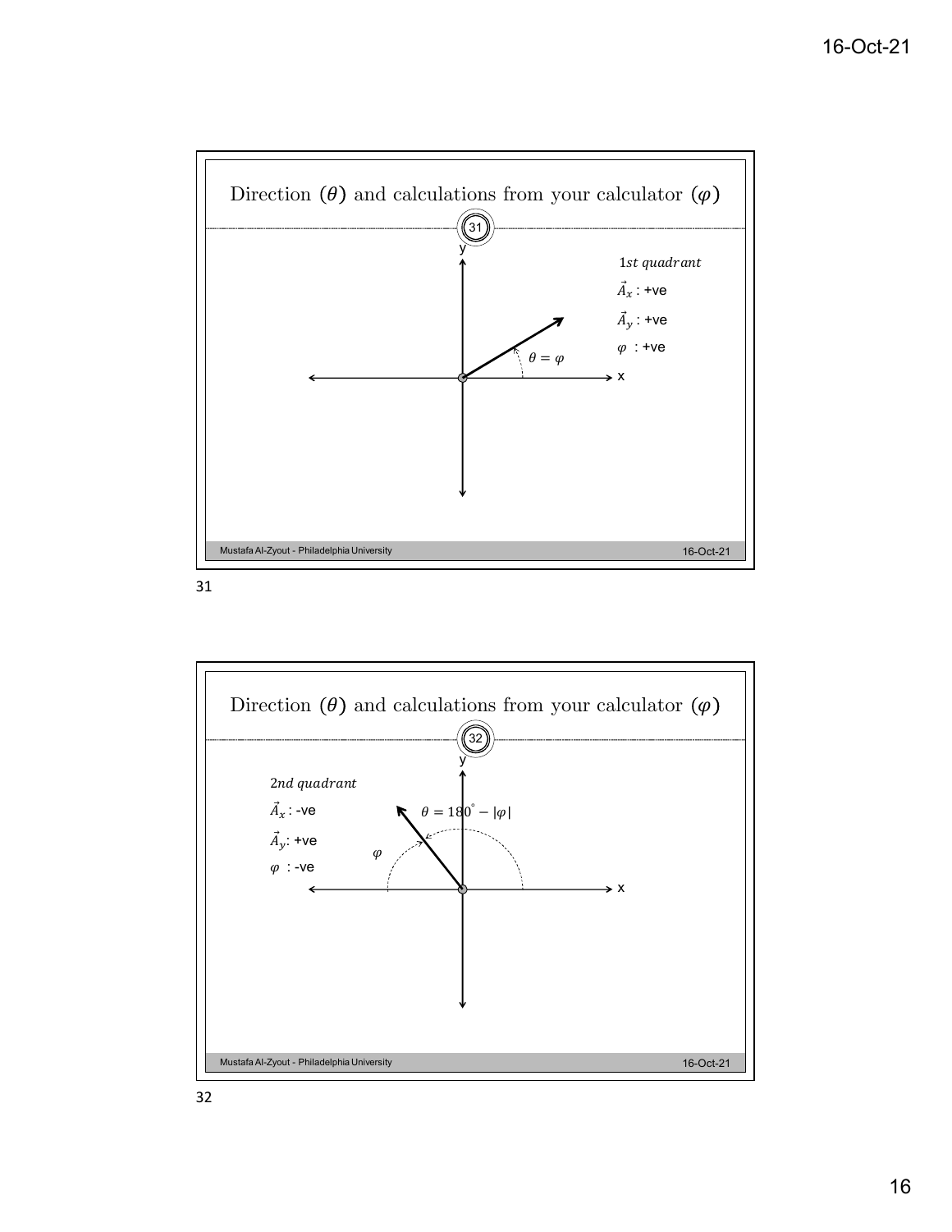## Direction ($\theta$) and calculations from your calculator ($\varphi$)

$1st\ quadrant$

$\vec{A}_x$ : +ve

$\vec{A}_y$ : +ve

$\varphi$ : +ve

$\theta = \varphi$

## Direction ($\theta$) and calculations from your calculator ($\varphi$)

$2nd\ quadrant$

$\vec{A}_x$ : -ve

$\vec{A}_y$: +ve

$\varphi$ : -ve

$\theta = 180^{\circ} - |\varphi|$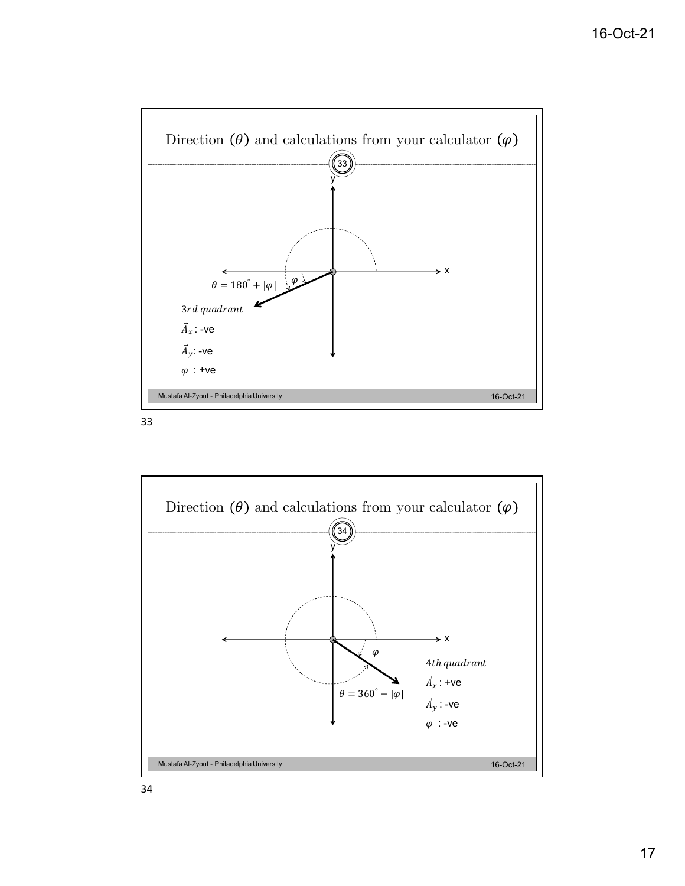## Direction ($\theta$) and calculations from your calculator ($\varphi$)

$\theta = 180^{\circ} + |\varphi|$

$3rd\ quadrant$

$\vec{A}_x$ : -ve

$\vec{A}_y$: -ve

$\varphi$ : +ve

## Direction ($\theta$) and calculations from your calculator ($\varphi$)

$\theta = 360^{\circ} - |\varphi|$

$4th\ quadrant$

$\vec{A}_x$ : +ve

$\vec{A}_y$ : -ve

$\varphi$ : -ve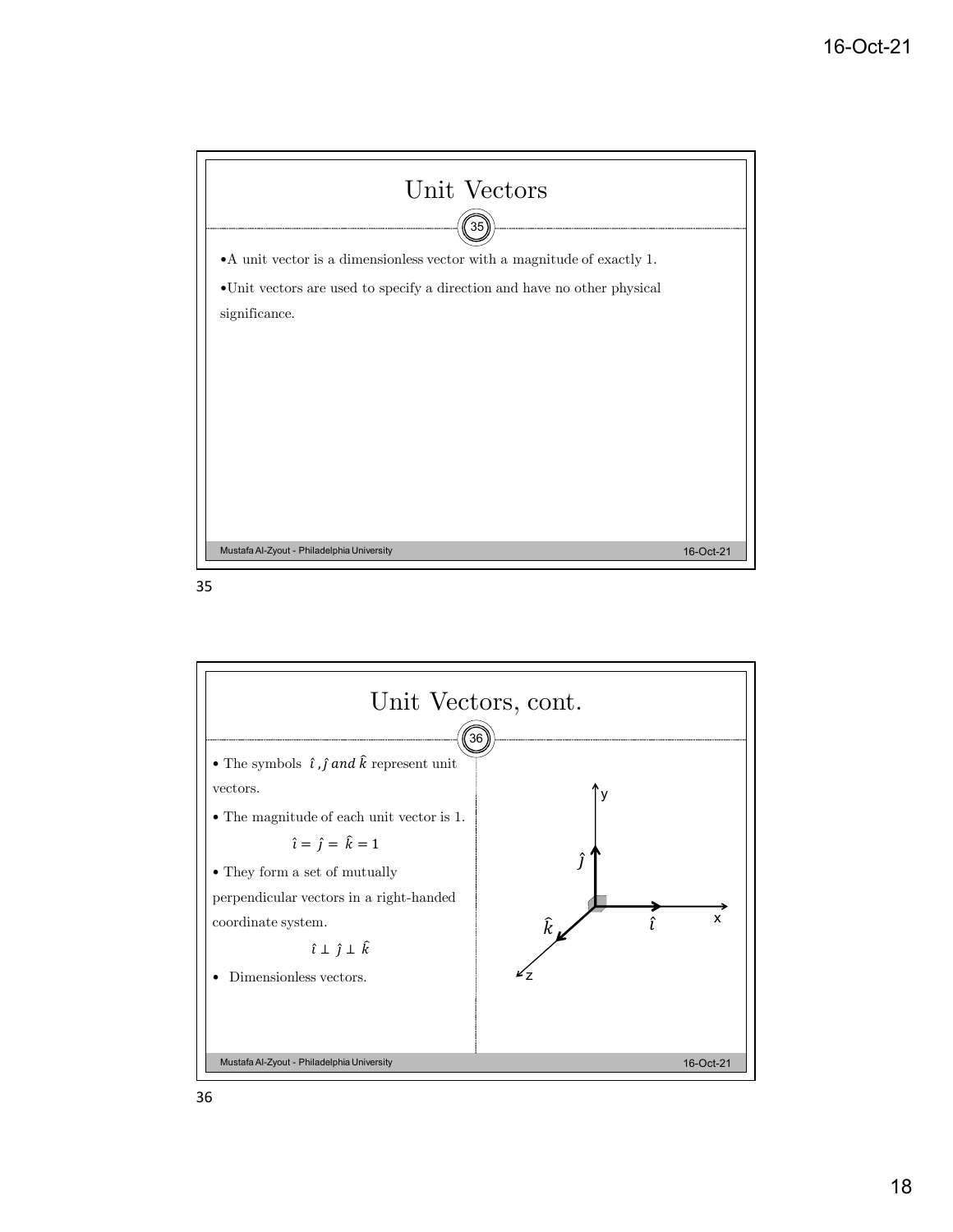# Unit Vectors

- A unit vector is a dimensionless vector with a magnitude of exactly 1.
- Unit vectors are used to specify a direction and have no other physical significance.

# Unit Vectors, cont.

- The symbols $\hat{\imath}, \hat{\jmath}$ and $\hat{k}$ represent unit vectors.
- The magnitude of each unit vector is 1.

$$\hat{\imath} = \hat{\jmath} = \hat{k} = 1$$

- They form a set of mutually perpendicular vectors in a right-handed coordinate system.

$$\hat{\imath} \perp \hat{\jmath} \perp \hat{k}$$

- Dimensionless vectors.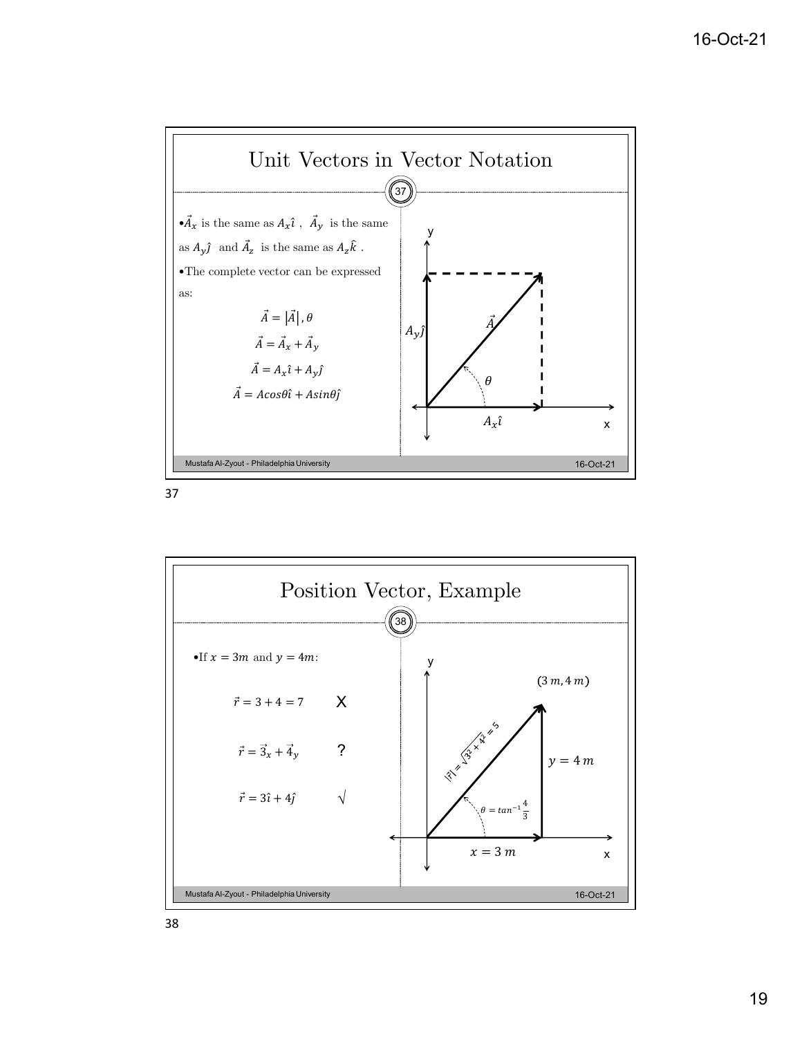## Unit Vectors in Vector Notation

- $\vec{A}_x$ is the same as $A_x\hat{\imath}$ , $\vec{A}_y$ is the same as $A_y\hat{\jmath}$ and $\vec{A}_z$ is the same as $A_z\hat{k}$ .
- The complete vector can be expressed as:

$$\vec{A} = |\vec{A}|, \theta$$

$$\vec{A} = \vec{A}_x + \vec{A}_y$$

$$\vec{A} = A_x\hat{\imath} + A_y\hat{\jmath}$$

$$\vec{A} = A\cos\theta\hat{\imath} + A\sin\theta\hat{\jmath}$$

## Position Vector, Example

- If $x = 3m$ and $y = 4m$:

$\vec{r} = 3 + 4 = 7$ X

$\vec{r} = \vec{3}_x + \vec{4}_y$ ?

$\vec{r} = 3\hat{\imath} + 4\hat{\jmath}$ √

$(3\,m, 4\,m)$

$|\vec{r}| = \sqrt{3^2 + 4^2} = 5$

$\theta = tan^{-1}\frac{4}{3}$

$x = 3\,m$

$y = 4\,m$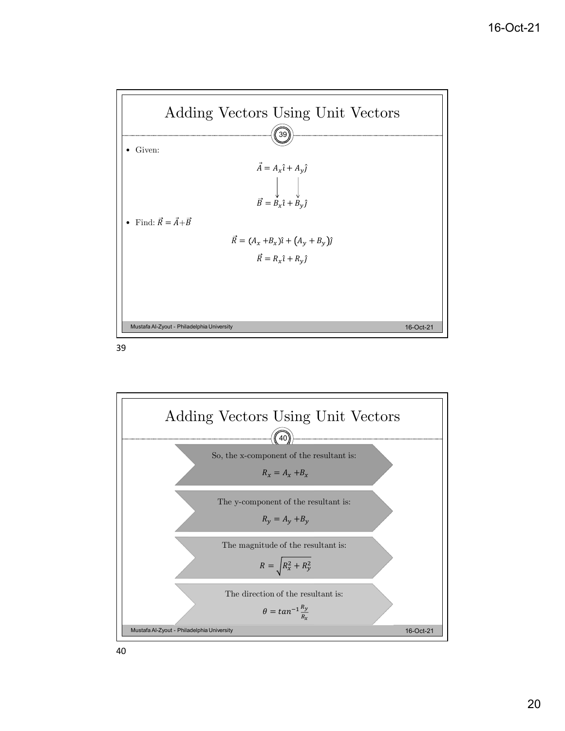## Adding Vectors Using Unit Vectors

- Given:

$$\vec{A} = A_x\hat{\imath} + A_y\hat{\jmath}$$

$$\vec{B} = B_x\hat{\imath} + B_y\hat{\jmath}$$

- Find: $\vec{R} = \vec{A} + \vec{B}$

$$\vec{R} = (A_x + B_x)\hat{\imath} + (A_y + B_y)\hat{\jmath}$$

$$\vec{R} = R_x\hat{\imath} + R_y\hat{\jmath}$$

## Adding Vectors Using Unit Vectors

So, the x-component of the resultant is:

$$R_x = A_x + B_x$$

The y-component of the resultant is:

$$R_y = A_y + B_y$$

The magnitude of the resultant is:

$$R = \sqrt{R_x^2 + R_y^2}$$

The direction of the resultant is:

$$\theta = tan^{-1}\frac{R_y}{R_x}$$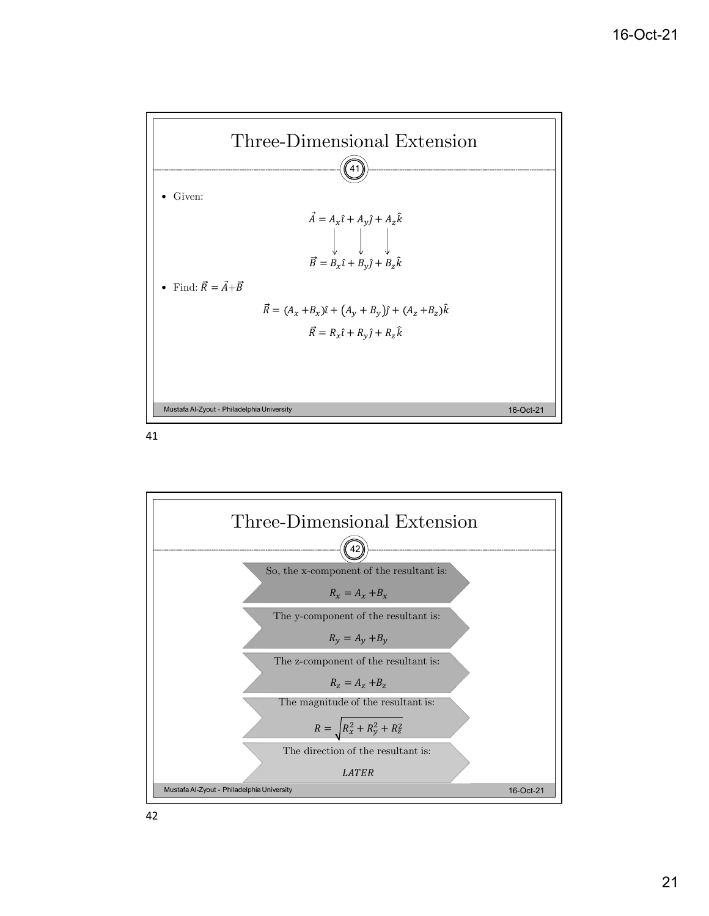# Three-Dimensional Extension

- Given:

$$\vec{A} = A_x\hat{\imath} + A_y\hat{\jmath} + A_z\hat{k}$$

$$\vec{B} = B_x\hat{\imath} + B_y\hat{\jmath} + B_z\hat{k}$$

- Find: $\vec{R} = \vec{A} + \vec{B}$

$$\vec{R} = (A_x + B_x)\hat{\imath} + (A_y + B_y)\hat{\jmath} + (A_z + B_z)\hat{k}$$

$$\vec{R} = R_x\hat{\imath} + R_y\hat{\jmath} + R_z\hat{k}$$

# Three-Dimensional Extension

So, the x-component of the resultant is:

$$R_x = A_x + B_x$$

The y-component of the resultant is:

$$R_y = A_y + B_y$$

The z-component of the resultant is:

$$R_z = A_z + B_z$$

The magnitude of the resultant is:

$$R = \sqrt{R_x^2 + R_y^2 + R_z^2}$$

The direction of the resultant is:

*LATER*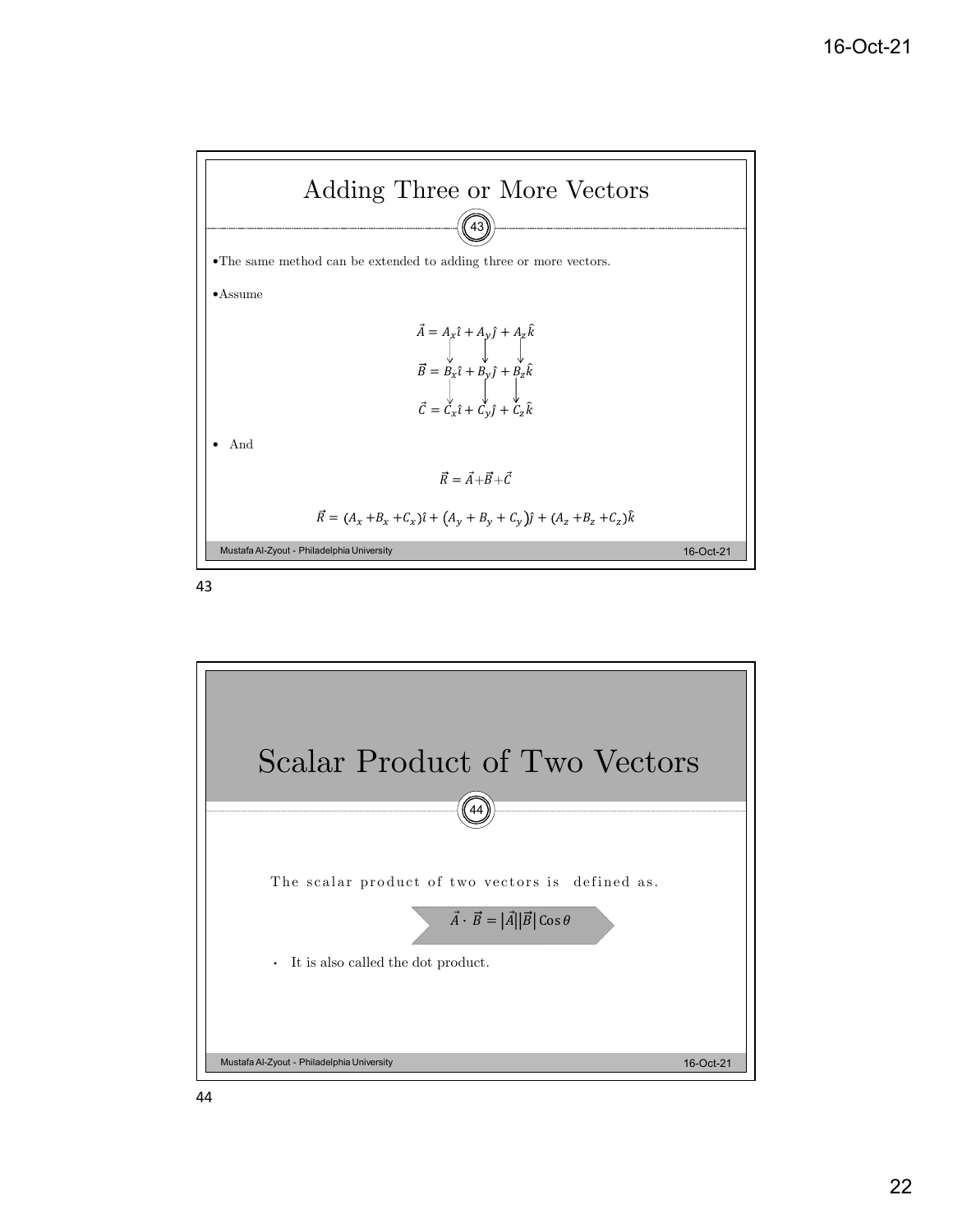## Adding Three or More Vectors

- The same method can be extended to adding three or more vectors.
- Assume

$$\vec{A} = A_x\hat{\imath} + A_y\hat{\jmath} + A_z\hat{k}$$

$$\vec{B} = B_x\hat{\imath} + B_y\hat{\jmath} + B_z\hat{k}$$

$$\vec{C} = C_x\hat{\imath} + C_y\hat{\jmath} + C_z\hat{k}$$

- And

$$\vec{R} = \vec{A} + \vec{B} + \vec{C}$$

$$\vec{R} = (A_x + B_x + C_x)\hat{\imath} + (A_y + B_y + C_y)\hat{\jmath} + (A_z + B_z + C_z)\hat{k}$$

## Scalar Product of Two Vectors

The scalar product of two vectors is defined as.

$$\vec{A} \cdot \vec{B} = |\vec{A}||\vec{B}| \cos\theta$$

- It is also called the dot product.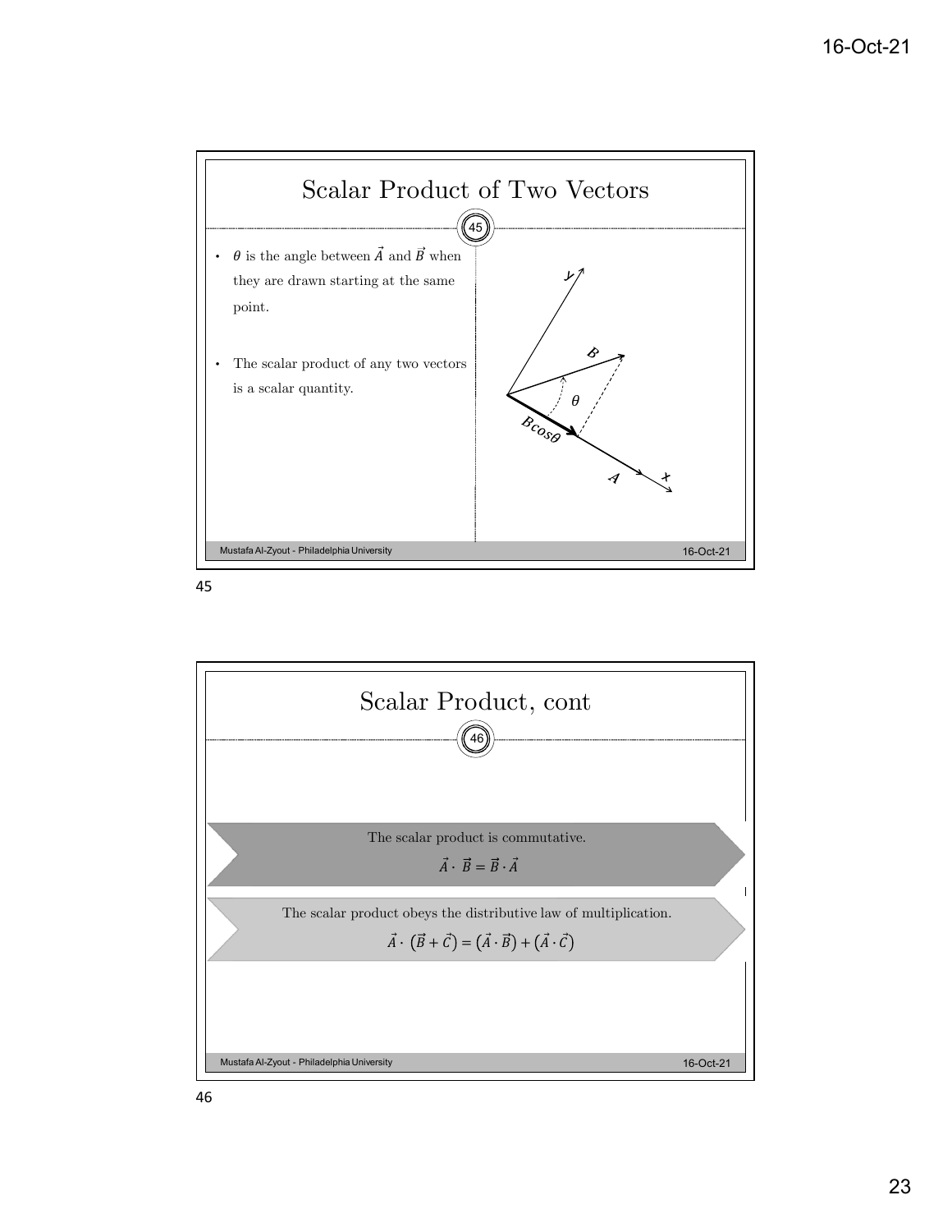## Scalar Product of Two Vectors

- $\theta$ is the angle between $\vec{A}$ and $\vec{B}$ when they are drawn starting at the same point.
- The scalar product of any two vectors is a scalar quantity.

## Scalar Product, cont

The scalar product is commutative.

$$\vec{A} \cdot \vec{B} = \vec{B} \cdot \vec{A}$$

The scalar product obeys the distributive law of multiplication.

$$\vec{A} \cdot (\vec{B} + \vec{C}) = (\vec{A} \cdot \vec{B}) + (\vec{A} \cdot \vec{C})$$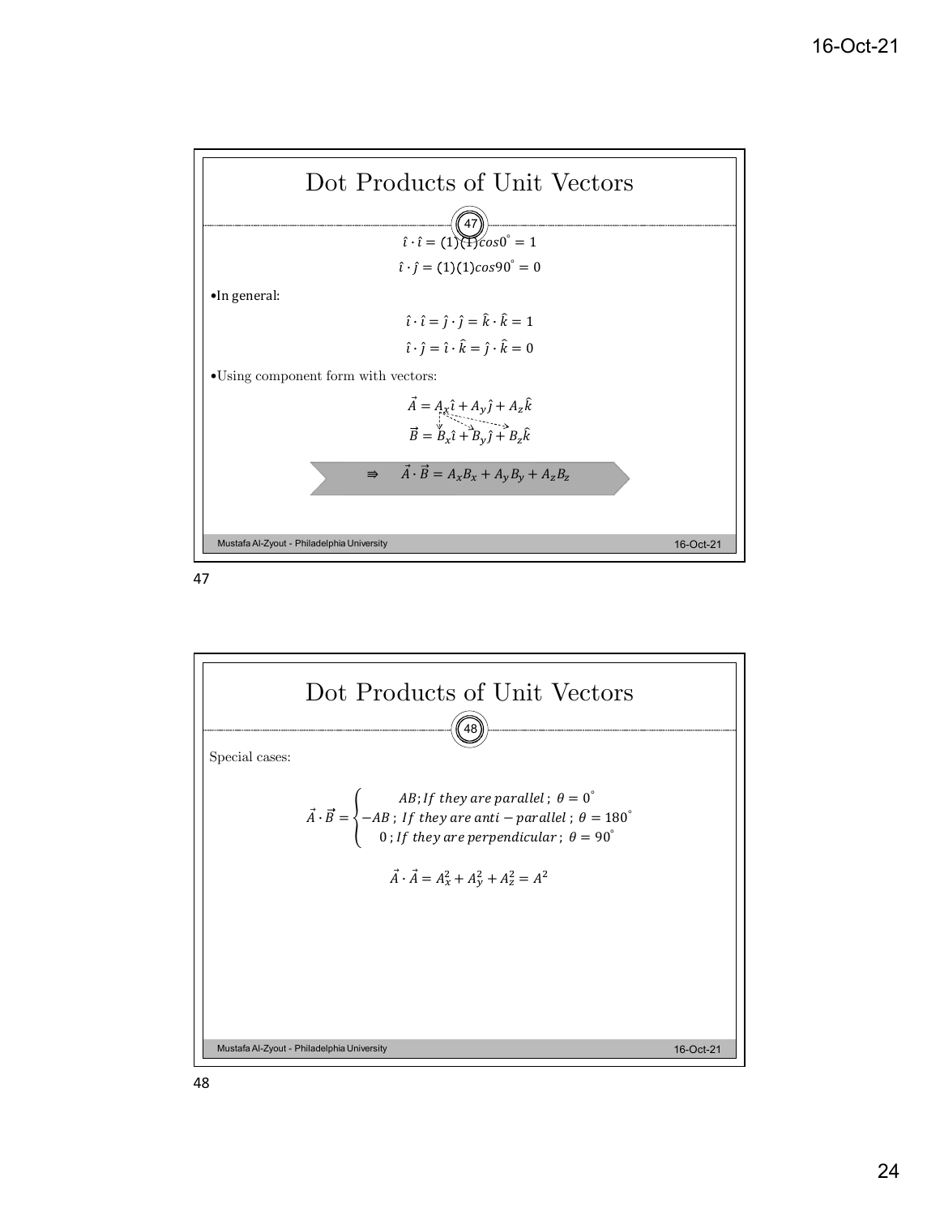## Dot Products of Unit Vectors

$$\hat{\imath} \cdot \hat{\imath} = (1)(1)cos0^{\circ} = 1$$

$$\hat{\imath} \cdot \hat{\jmath} = (1)(1)cos90^{\circ} = 0$$

- In general:

$$\hat{\imath} \cdot \hat{\imath} = \hat{\jmath} \cdot \hat{\jmath} = \hat{k} \cdot \hat{k} = 1$$

$$\hat{\imath} \cdot \hat{\jmath} = \hat{\imath} \cdot \hat{k} = \hat{\jmath} \cdot \hat{k} = 0$$

- Using component form with vectors:

$$\vec{A} = A_x\hat{\imath} + A_y\hat{\jmath} + A_z\hat{k}$$

$$\vec{B} = B_x\hat{\imath} + B_y\hat{\jmath} + B_z\hat{k}$$

$$\Rightarrow \quad \vec{A} \cdot \vec{B} = A_xB_x + A_yB_y + A_zB_z$$

## Dot Products of Unit Vectors

Special cases:

$$\vec{A} \cdot \vec{B} = \begin{cases} AB; If\ they\ are\ parallel\ ;\ \theta = 0^{\circ} \\ -AB\ ;\ If\ they\ are\ anti-parallel\ ;\ \theta = 180^{\circ} \\ 0\ ;\ If\ they\ are\ perpendicular\ ;\ \theta = 90^{\circ} \end{cases}$$

$$\vec{A} \cdot \vec{A} = A_x^2 + A_y^2 + A_z^2 = A^2$$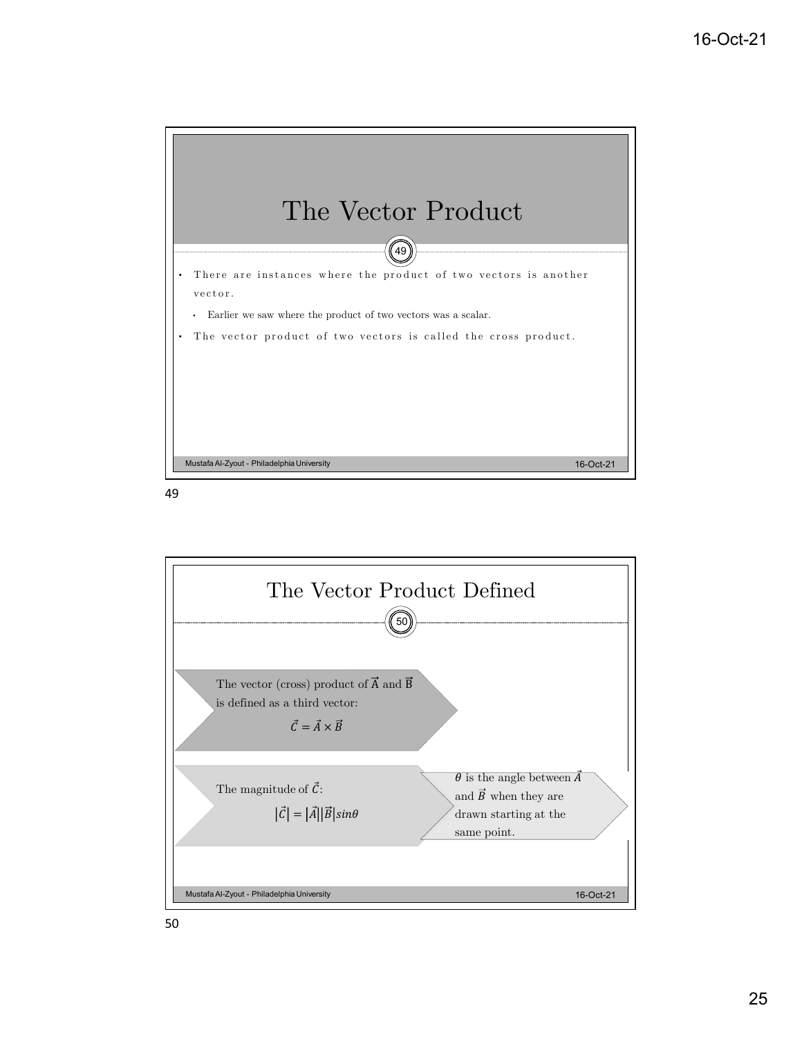# The Vector Product

- There are instances where the product of two vectors is another vector.
  - Earlier we saw where the product of two vectors was a scalar.
- The vector product of two vectors is called the cross product.

# The Vector Product Defined

The vector (cross) product of $\vec{A}$ and $\vec{B}$ is defined as a third vector:

$$\vec{C} = \vec{A} \times \vec{B}$$

The magnitude of $\vec{C}$:

$$|\vec{C}| = |\vec{A}||\vec{B}|sin\theta$$

$\theta$ is the angle between $\vec{A}$ and $\vec{B}$ when they are drawn starting at the same point.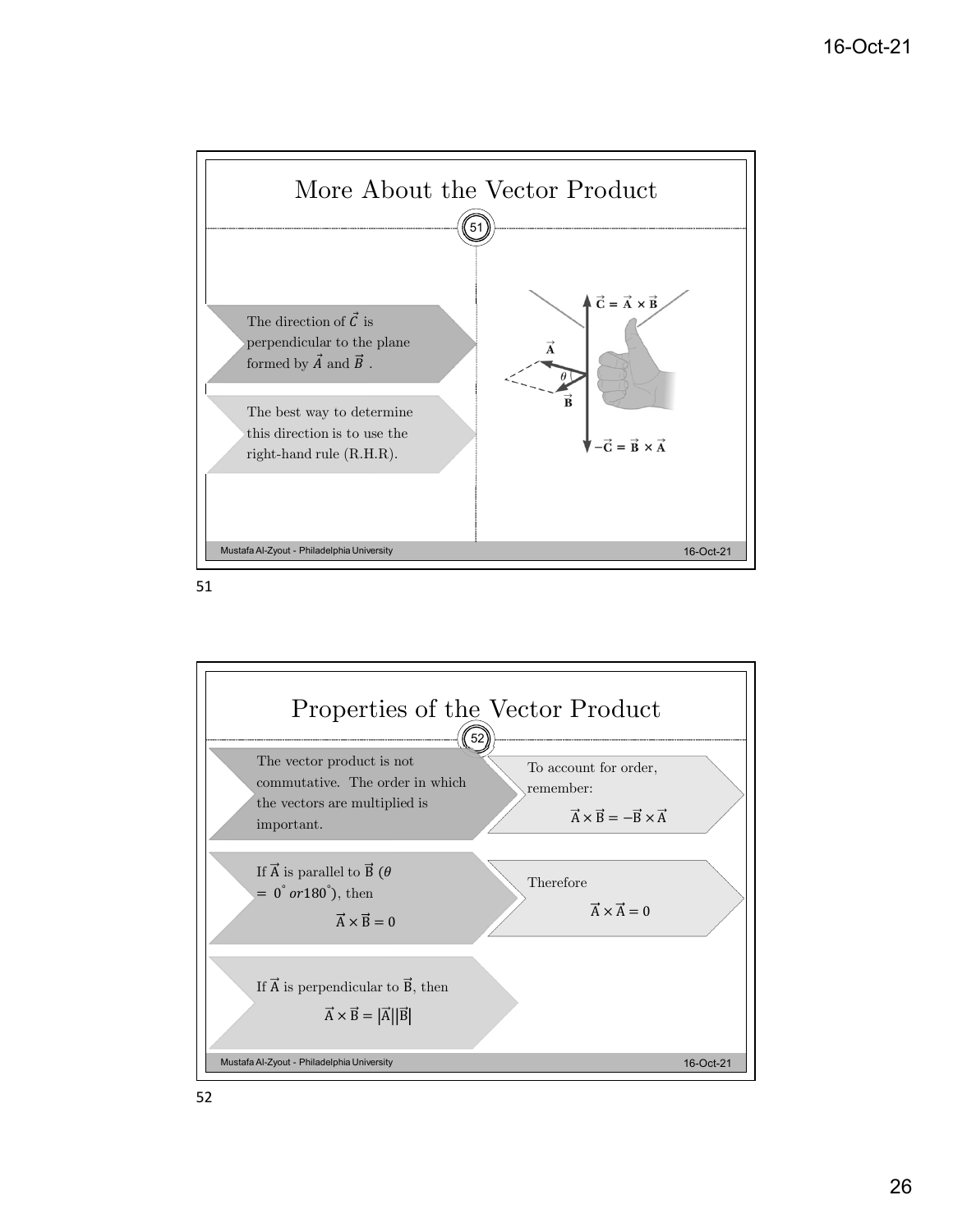## More About the Vector Product

The direction of $\vec{C}$ is perpendicular to the plane formed by $\vec{A}$ and $\vec{B}$ .

The best way to determine this direction is to use the right-hand rule (R.H.R).

$\vec{C} = \vec{A} \times \vec{B}$

$-\vec{C} = \vec{B} \times \vec{A}$

## Properties of the Vector Product

The vector product is not commutative. The order in which the vectors are multiplied is important.

To account for order, remember:

$$\vec{A} \times \vec{B} = -\vec{B} \times \vec{A}$$

If $\vec{A}$ is parallel to $\vec{B}$ ($\theta = 0^{\circ}$ or $180^{\circ}$), then

$$\vec{A} \times \vec{B} = 0$$

Therefore

$$\vec{A} \times \vec{A} = 0$$

If $\vec{A}$ is perpendicular to $\vec{B}$, then

$$\vec{A} \times \vec{B} = |\vec{A}||\vec{B}|$$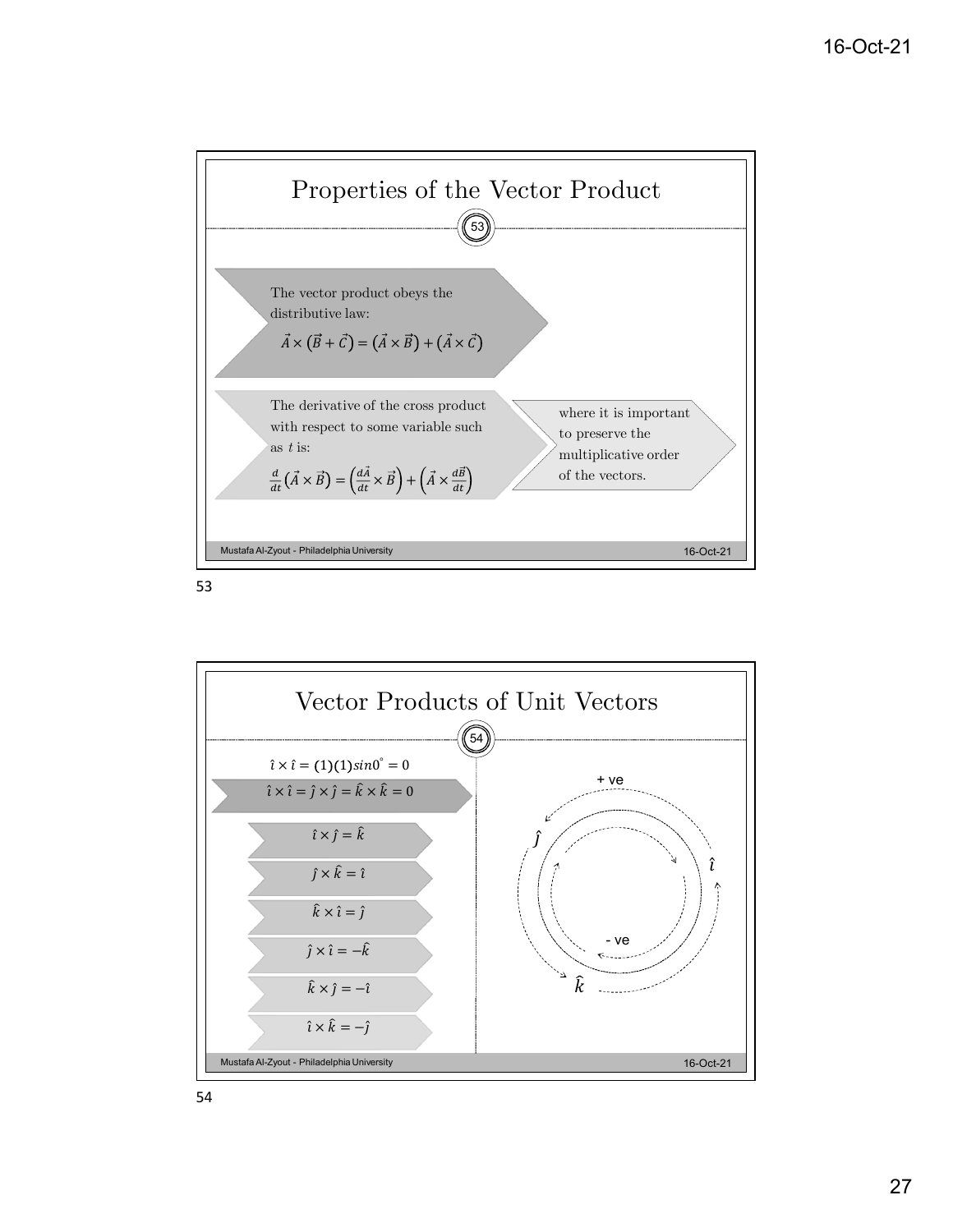## Properties of the Vector Product

The vector product obeys the distributive law:

$$\vec{A} \times (\vec{B} + \vec{C}) = (\vec{A} \times \vec{B}) + (\vec{A} \times \vec{C})$$

The derivative of the cross product with respect to some variable such as $t$ is:

$$\frac{d}{dt}(\vec{A} \times \vec{B}) = \left(\frac{d\vec{A}}{dt} \times \vec{B}\right) + \left(\vec{A} \times \frac{d\vec{B}}{dt}\right)$$

where it is important to preserve the multiplicative order of the vectors.

## Vector Products of Unit Vectors

$\hat{\imath} \times \hat{\imath} = (1)(1)sin0^{\circ} = 0$

$\hat{\imath} \times \hat{\imath} = \hat{\jmath} \times \hat{\jmath} = \hat{k} \times \hat{k} = 0$

$\hat{\imath} \times \hat{\jmath} = \hat{k}$

$\hat{\jmath} \times \hat{k} = \hat{\imath}$

$\hat{k} \times \hat{\imath} = \hat{\jmath}$

$\hat{\jmath} \times \hat{\imath} = -\hat{k}$

$\hat{k} \times \hat{\jmath} = -\hat{\imath}$

$\hat{\imath} \times \hat{k} = -\hat{\jmath}$

+ ve

$\hat{\jmath}$ $\hat{\imath}$

- ve

$\hat{k}$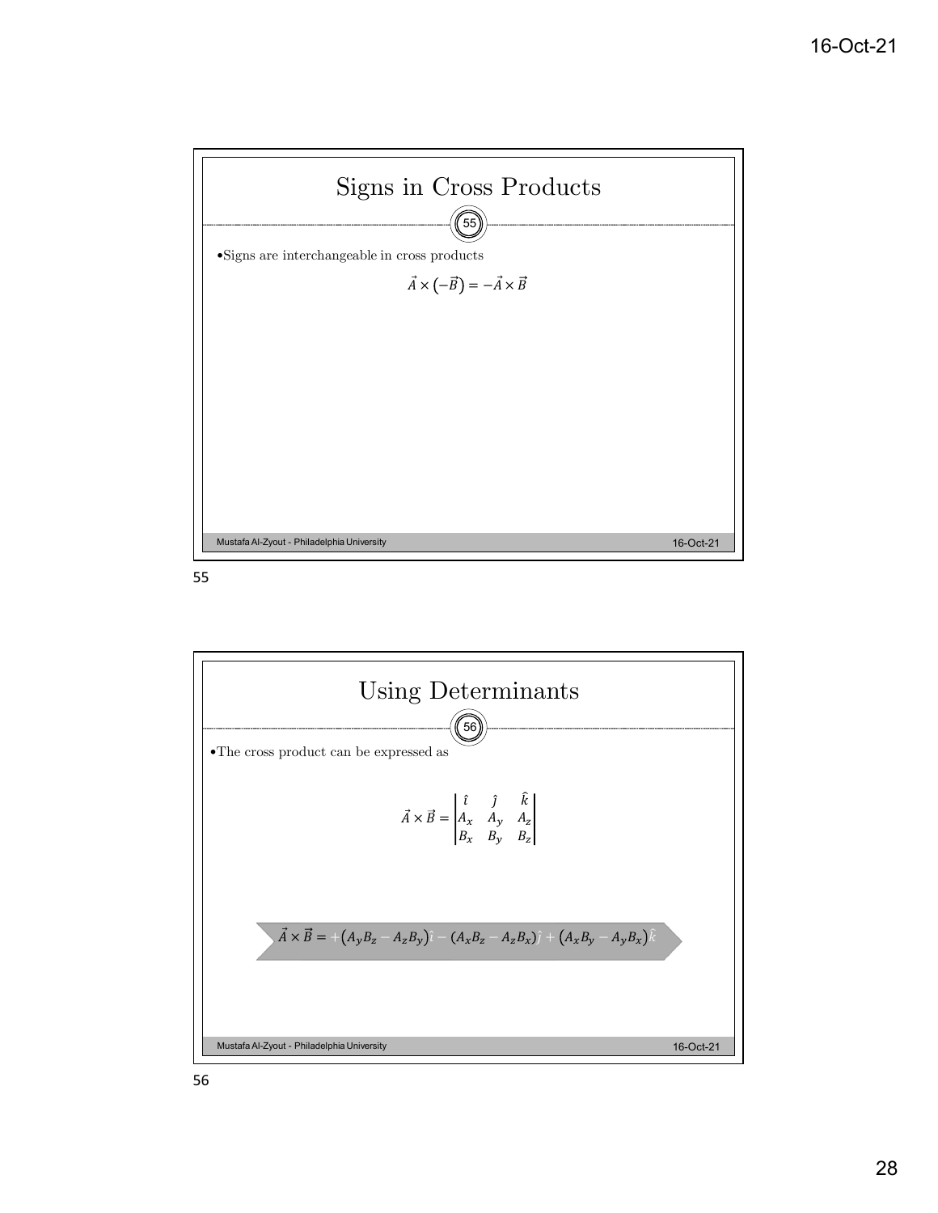# Signs in Cross Products

- Signs are interchangeable in cross products

$$\vec{A} \times (-\vec{B}) = -\vec{A} \times \vec{B}$$

# Using Determinants

- The cross product can be expressed as

$$\vec{A} \times \vec{B} = \begin{vmatrix} \hat{\imath} & \hat{\jmath} & \hat{k} \\ A_x & A_y & A_z \\ B_x & B_y & B_z \end{vmatrix}$$

$$\vec{A} \times \vec{B} = +(A_y B_z - A_z B_y)\hat{\imath} - (A_x B_z - A_z B_x)\hat{\jmath} + (A_x B_y - A_y B_x)\hat{k}$$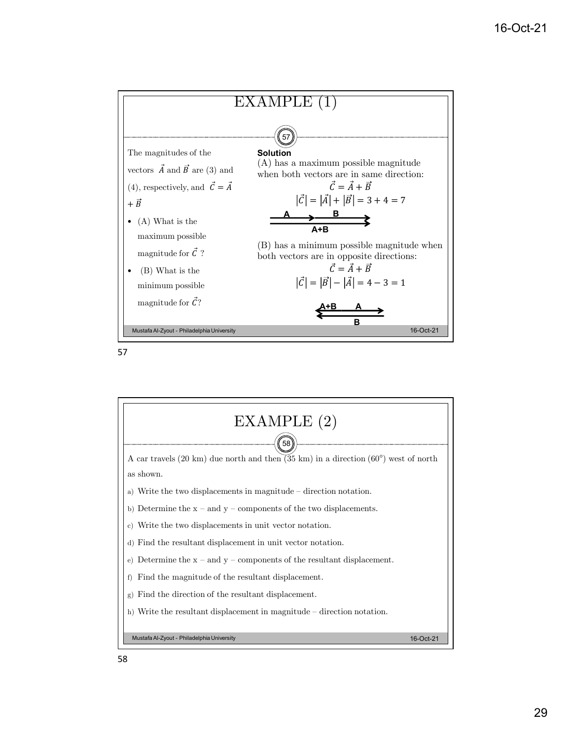# EXAMPLE (1)

The magnitudes of the vectors $\vec{A}$ and $\vec{B}$ are (3) and (4), respectively, and $\vec{C} = \vec{A} + \vec{B}$

- (A) What is the maximum possible magnitude for $\vec{C}$ ?
- (B) What is the minimum possible magnitude for $\vec{C}$?

**Solution**

(A) has a maximum possible magnitude when both vectors are in same direction:

$$\vec{C} = \vec{A} + \vec{B}$$

$$|\vec{C}| = |\vec{A}| + |\vec{B}| = 3 + 4 = 7$$

A B

A+B

(B) has a minimum possible magnitude when both vectors are in opposite directions:

$$\vec{C} = \vec{A} + \vec{B}$$

$$|\vec{C}| = |\vec{B}| - |\vec{A}| = 4 - 3 = 1$$

A+B A

B

# EXAMPLE (2)

A car travels (20 km) due north and then (35 km) in a direction (60°) west of north as shown.

a) Write the two displacements in magnitude – direction notation.

b) Determine the x – and y – components of the two displacements.

c) Write the two displacements in unit vector notation.

d) Find the resultant displacement in unit vector notation.

e) Determine the x – and y – components of the resultant displacement.

f) Find the magnitude of the resultant displacement.

g) Find the direction of the resultant displacement.

h) Write the resultant displacement in magnitude – direction notation.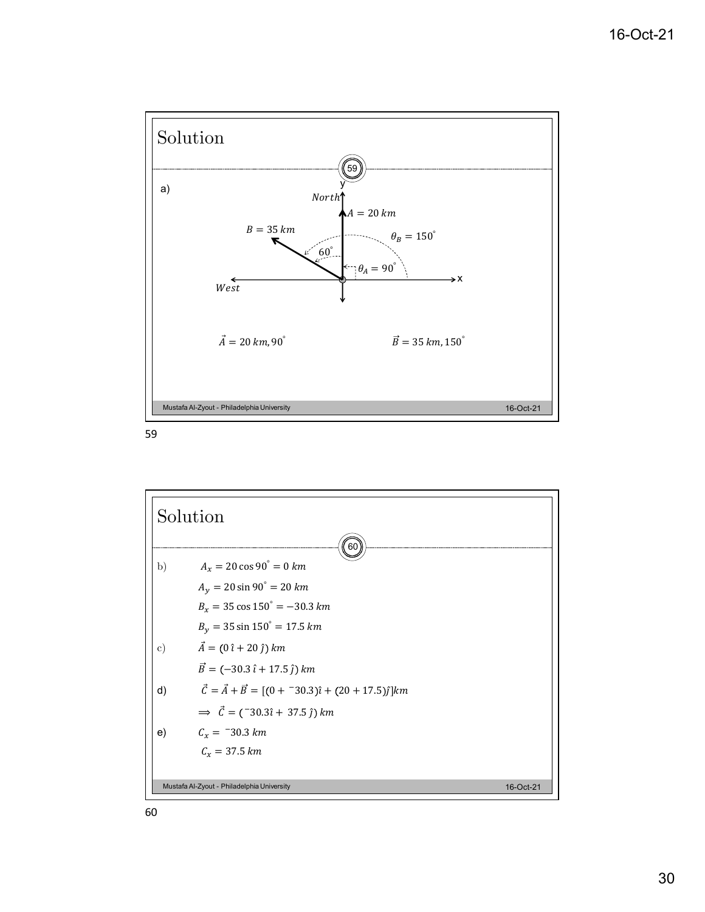## Solution

a)

$\vec{A} = 20\ km, 90^\circ$ $\vec{B} = 35\ km, 150^\circ$

## Solution

b) $A_x = 20 \cos 90^\circ = 0\ km$

$A_y = 20 \sin 90^\circ = 20\ km$

$B_x = 35 \cos 150^\circ = -30.3\ km$

$B_y = 35 \sin 150^\circ = 17.5\ km$

c) $\vec{A} = (0\,\hat{\imath} + 20\,\hat{\jmath})\ km$

$\vec{B} = (-30.3\,\hat{\imath} + 17.5\,\hat{\jmath})\ km$

d) $\vec{C} = \vec{A} + \vec{B} = [(0 + {}^{-}30.3)\hat{\imath} + (20 + 17.5)\hat{\jmath}]km$

$\Longrightarrow\ \vec{C} = ({}^{-}30.3\hat{\imath} +\ 37.5\,\hat{\jmath})\ km$

e) $C_x = {}^{-}30.3\ km$

$C_x = 37.5\ km$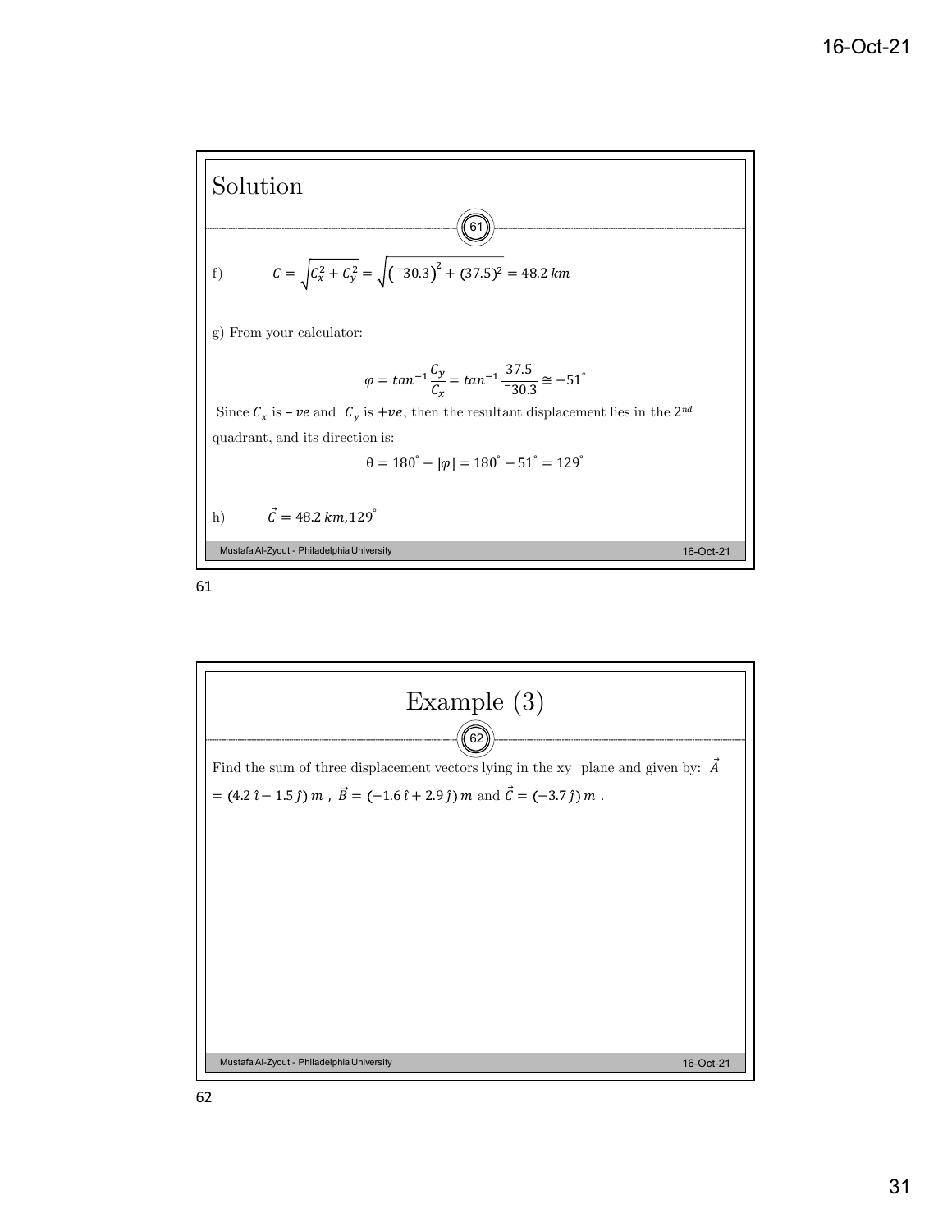## Solution

f) $$C = \sqrt{C_x^2 + C_y^2} = \sqrt{\left({}^{-}30.3\right)^2 + (37.5)^2} = 48.2\ km$$

g) From your calculator:

$$\varphi = tan^{-1}\frac{C_y}{C_x} = tan^{-1}\frac{37.5}{{}^{-}30.3} \cong -51^{\circ}$$

Since $C_x$ is $-ve$ and $C_y$ is $+ve$, then the resultant displacement lies in the $2^{nd}$ quadrant, and its direction is:

$$\theta = 180^{\circ} - |\varphi| = 180^{\circ} - 51^{\circ} = 129^{\circ}$$

h) $$\vec{C} = 48.2\ km, 129^{\circ}$$

## Example (3)

Find the sum of three displacement vectors lying in the xy plane and given by: $\vec{A} = (4.2\,\hat{\imath} - 1.5\,\hat{\jmath})\ m$ , $\vec{B} = (-1.6\,\hat{\imath} + 2.9\,\hat{\jmath})\ m$ and $\vec{C} = (-3.7\,\hat{\jmath})\ m$ .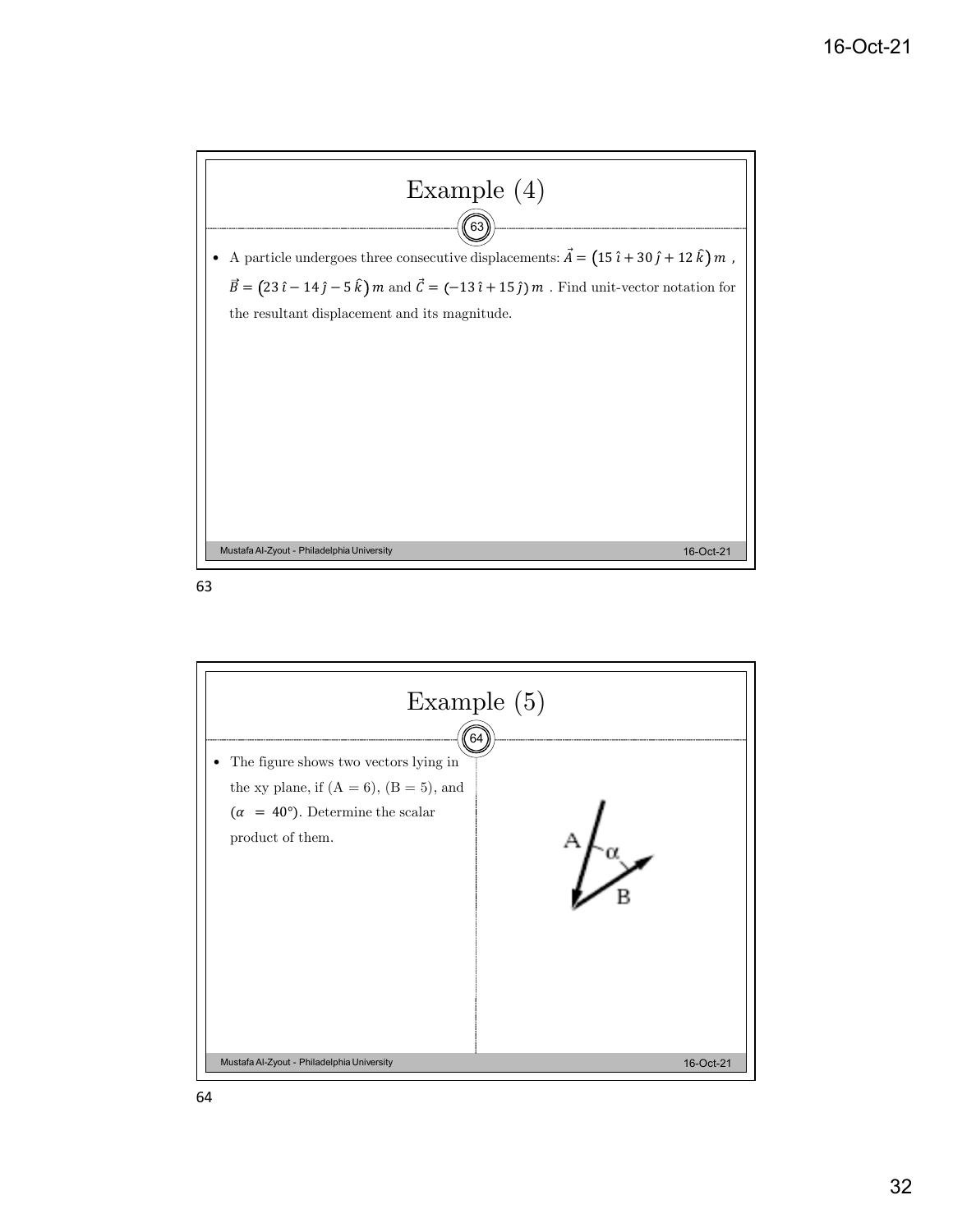## Example (4)

- A particle undergoes three consecutive displacements: $\vec{A} = (15\,\hat{\imath} + 30\,\hat{\jmath} + 12\,\hat{k})\,m$ , $\vec{B} = (23\,\hat{\imath} - 14\,\hat{\jmath} - 5\,\hat{k})\,m$ and $\vec{C} = (-13\,\hat{\imath} + 15\,\hat{\jmath})\,m$ . Find unit-vector notation for the resultant displacement and its magnitude.

## Example (5)

- The figure shows two vectors lying in the xy plane, if $(A = 6)$, $(B = 5)$, and $(\alpha = 40°)$. Determine the scalar product of them.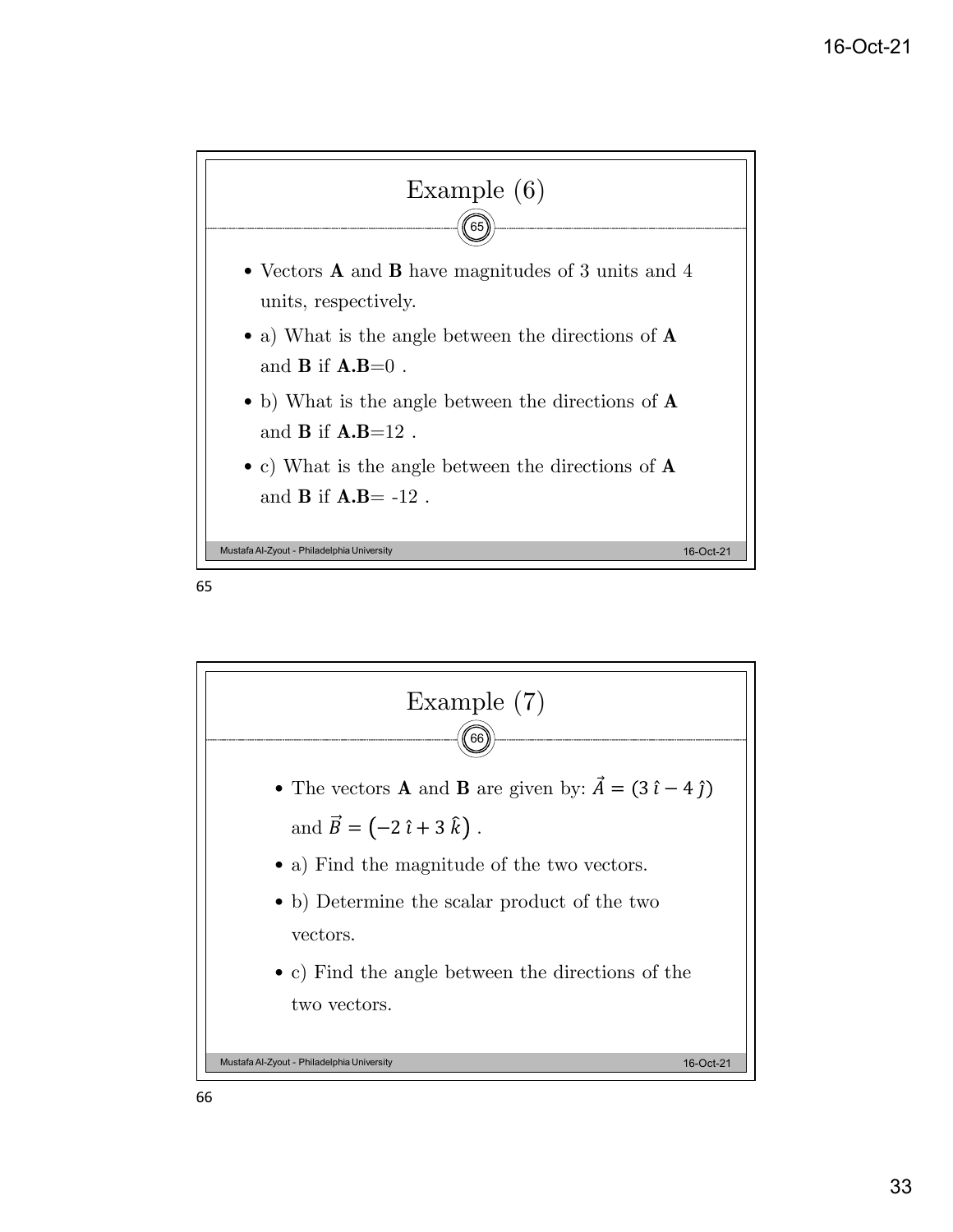## Example (6)

- Vectors **A** and **B** have magnitudes of 3 units and 4 units, respectively.
- a) What is the angle between the directions of **A** and **B** if **A.B**=0 .
- b) What is the angle between the directions of **A** and **B** if **A.B**=12 .
- c) What is the angle between the directions of **A** and **B** if **A.B**= -12 .

## Example (7)

- The vectors **A** and **B** are given by: $\vec{A} = (3\,\hat{\imath} - 4\,\hat{\jmath})$ and $\vec{B} = \left(-2\,\hat{\imath} + 3\,\hat{k}\right)$ .
- a) Find the magnitude of the two vectors.
- b) Determine the scalar product of the two vectors.
- c) Find the angle between the directions of the two vectors.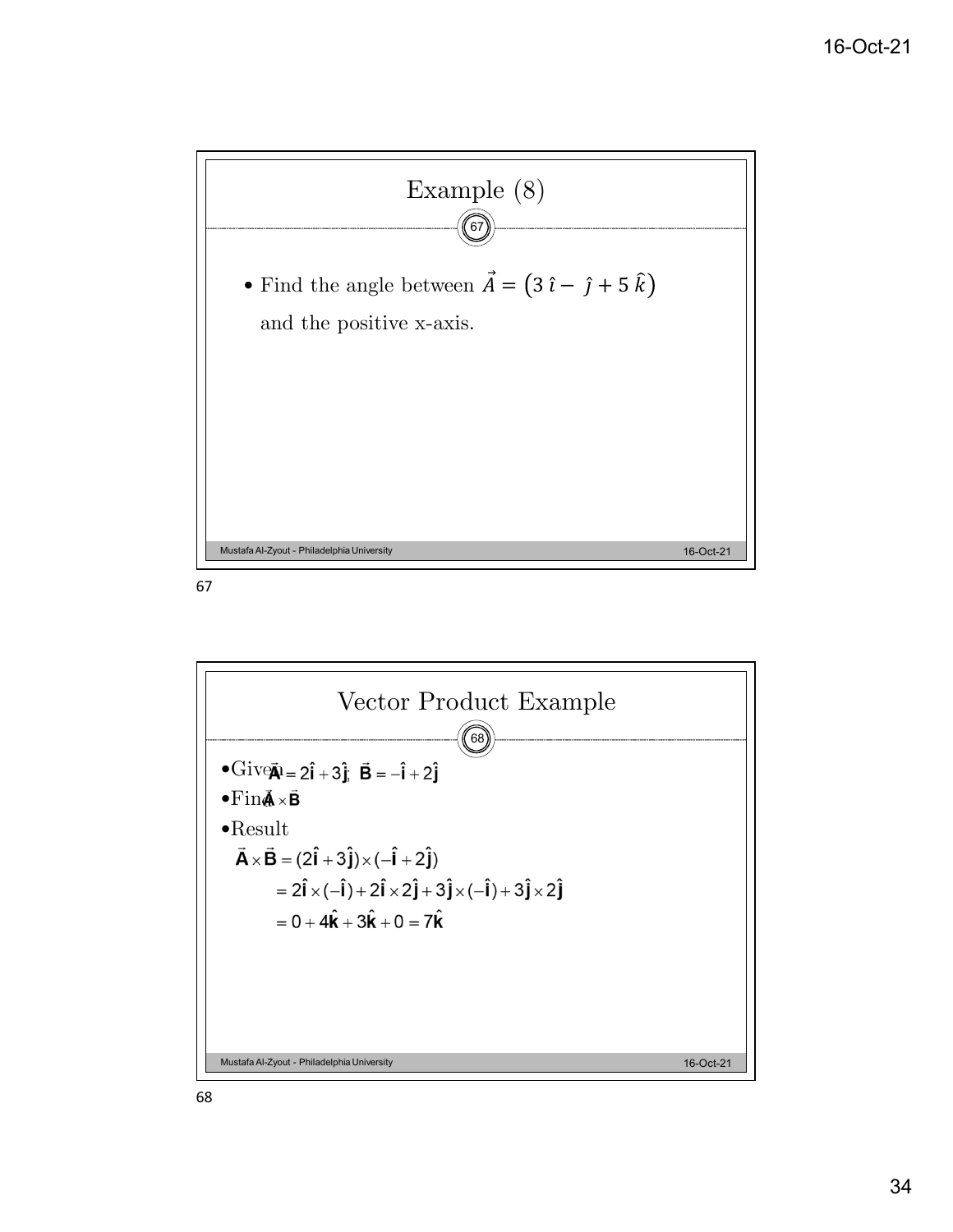## Example (8)

- Find the angle between $\vec{A} = (3\,\hat{\imath} - \,\hat{\jmath} + 5\,\hat{k})$ and the positive x-axis.

## Vector Product Example

- Given $\vec{\mathbf{A}} = 2\hat{\mathbf{i}} + 3\hat{\mathbf{j}}$; $\vec{\mathbf{B}} = -\hat{\mathbf{i}} + 2\hat{\mathbf{j}}$
- Find $\vec{\mathbf{A}} \times \vec{\mathbf{B}}$
- Result

$$\vec{\mathbf{A}} \times \vec{\mathbf{B}} = (2\hat{\mathbf{i}} + 3\hat{\mathbf{j}}) \times (-\hat{\mathbf{i}} + 2\hat{\mathbf{j}})$$

$$= 2\hat{\mathbf{i}} \times (-\hat{\mathbf{i}}) + 2\hat{\mathbf{i}} \times 2\hat{\mathbf{j}} + 3\hat{\mathbf{j}} \times (-\hat{\mathbf{i}}) + 3\hat{\mathbf{j}} \times 2\hat{\mathbf{j}}$$

$$= 0 + 4\hat{\mathbf{k}} + 3\hat{\mathbf{k}} + 0 = 7\hat{\mathbf{k}}$$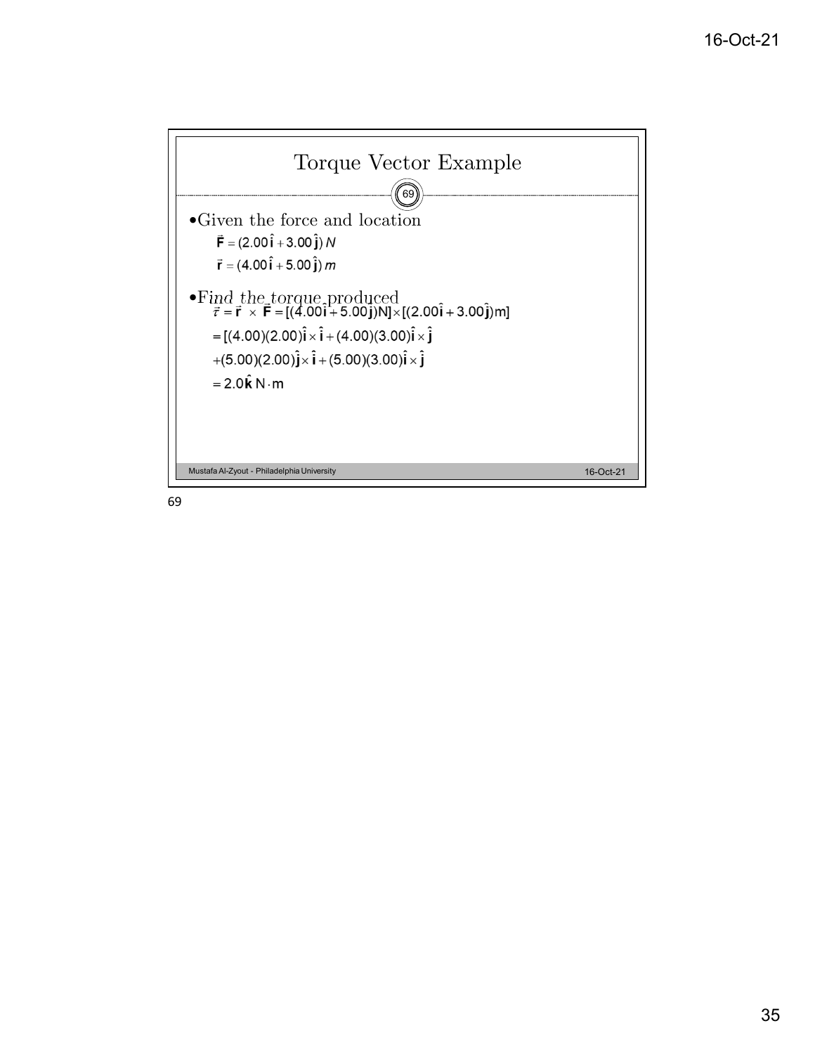# Torque Vector Example

- Given the force and location

$$\vec{\mathbf{F}} = (2.00\,\hat{\mathbf{i}} + 3.00\,\hat{\mathbf{j}})\,N$$

$$\vec{\mathbf{r}} = (4.00\,\hat{\mathbf{i}} + 5.00\,\hat{\mathbf{j}})\,m$$

- Find the torque produced

$$\vec{\tau} = \vec{\mathbf{r}} \times \vec{\mathbf{F}} = [(4.00\hat{\mathbf{i}} + 5.00\hat{\mathbf{j}})\mathrm{N}] \times [(2.00\hat{\mathbf{i}} + 3.00\hat{\mathbf{j}})\mathrm{m}]$$

$$= [(4.00)(2.00)\hat{\mathbf{i}} \times \hat{\mathbf{i}} + (4.00)(3.00)\hat{\mathbf{i}} \times \hat{\mathbf{j}}$$

$$+(5.00)(2.00)\hat{\mathbf{j}} \times \hat{\mathbf{i}} + (5.00)(3.00)\hat{\mathbf{i}} \times \hat{\mathbf{j}}$$

$$= 2.0\hat{\mathbf{k}}\ \mathrm{N} \cdot \mathrm{m}$$

Mustafa Al-Zyout - Philadelphia University